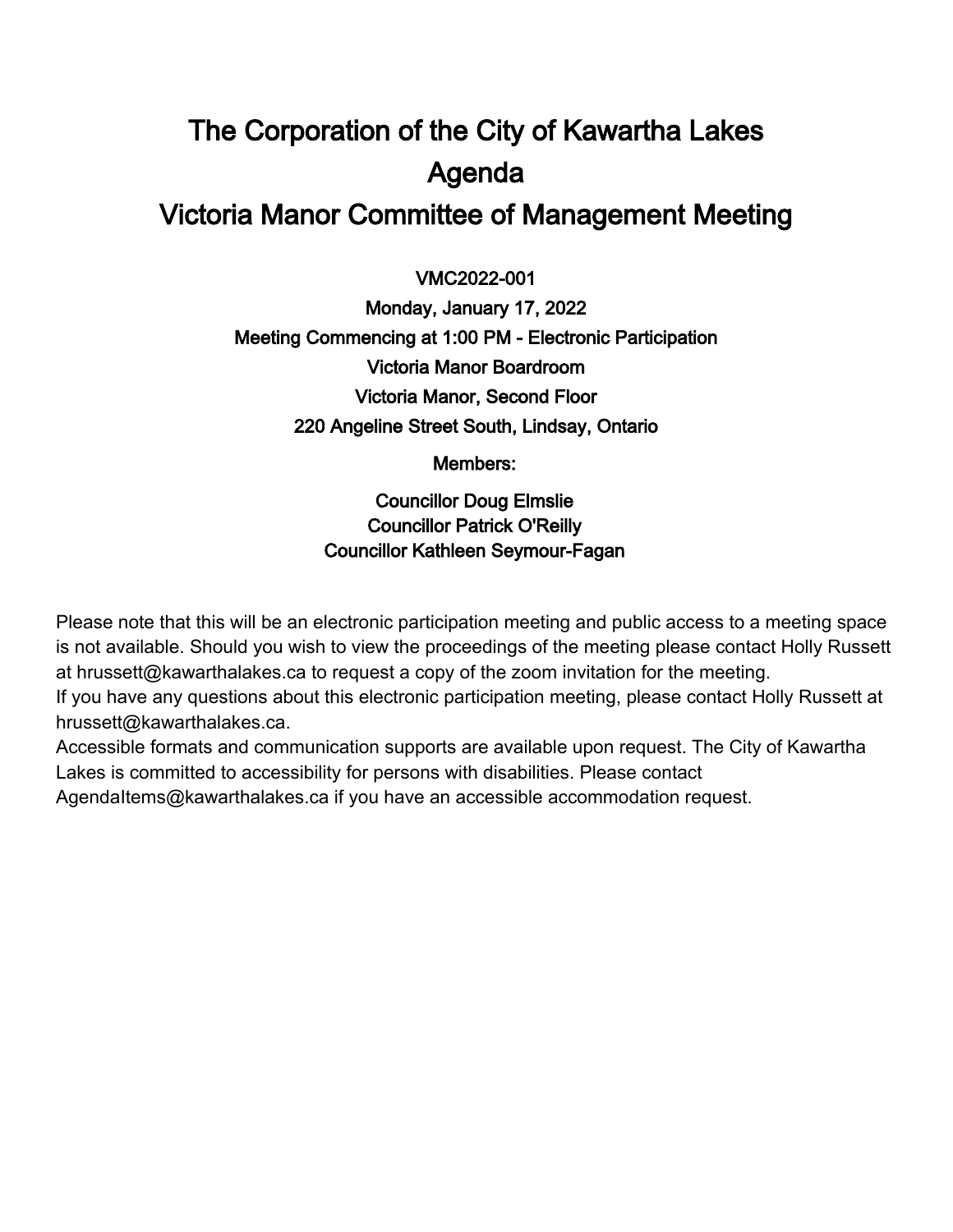# The Corporation of the City of Kawartha Lakes
# Agenda
# Victoria Manor Committee of Management Meeting

**VMC2022-001**

**Monday, January 17, 2022**

**Meeting Commencing at 1:00 PM - Electronic Participation**

**Victoria Manor Boardroom**

**Victoria Manor, Second Floor**

**220 Angeline Street South, Lindsay, Ontario**

**Members:**

**Councillor Doug Elmslie**
**Councillor Patrick O'Reilly**
**Councillor Kathleen Seymour-Fagan**

Please note that this will be an electronic participation meeting and public access to a meeting space is not available. Should you wish to view the proceedings of the meeting please contact Holly Russett at hrussett@kawarthalakes.ca to request a copy of the zoom invitation for the meeting.
If you have any questions about this electronic participation meeting, please contact Holly Russett at hrussett@kawarthalakes.ca.
Accessible formats and communication supports are available upon request. The City of Kawartha Lakes is committed to accessibility for persons with disabilities. Please contact AgendaItems@kawarthalakes.ca if you have an accessible accommodation request.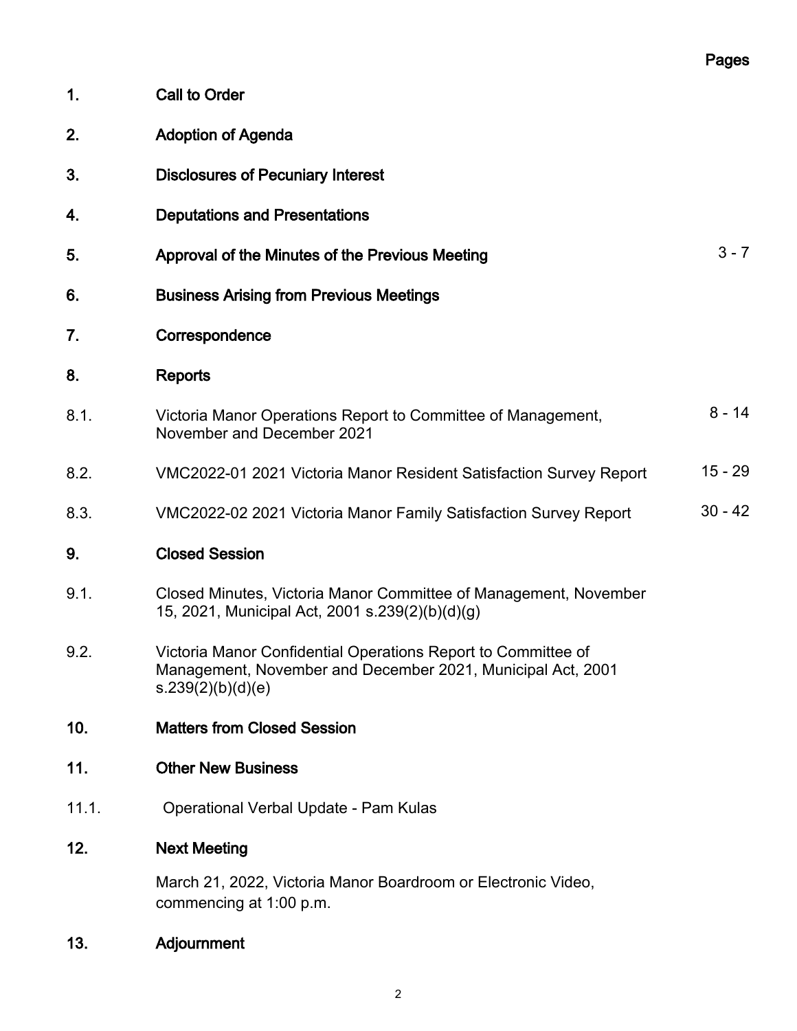| | | Pages |
|---|---|---|
| 1. | **Call to Order** | |
| 2. | **Adoption of Agenda** | |
| 3. | **Disclosures of Pecuniary Interest** | |
| 4. | **Deputations and Presentations** | |
| 5. | **Approval of the Minutes of the Previous Meeting** | 3 - 7 |
| 6. | **Business Arising from Previous Meetings** | |
| 7. | **Correspondence** | |
| 8. | **Reports** | |
| 8.1. | Victoria Manor Operations Report to Committee of Management, November and December 2021 | 8 - 14 |
| 8.2. | VMC2022-01 2021 Victoria Manor Resident Satisfaction Survey Report | 15 - 29 |
| 8.3. | VMC2022-02 2021 Victoria Manor Family Satisfaction Survey Report | 30 - 42 |
| 9. | **Closed Session** | |
| 9.1. | Closed Minutes, Victoria Manor Committee of Management, November 15, 2021, Municipal Act, 2001 s.239(2)(b)(d)(g) | |
| 9.2. | Victoria Manor Confidential Operations Report to Committee of Management, November and December 2021, Municipal Act, 2001 s.239(2)(b)(d)(e) | |
| 10. | **Matters from Closed Session** | |
| 11. | **Other New Business** | |
| 11.1. | Operational Verbal Update - Pam Kulas | |
| 12. | **Next Meeting** | |
| | March 21, 2022, Victoria Manor Boardroom or Electronic Video, commencing at 1:00 p.m. | |
| 13. | **Adjournment** | |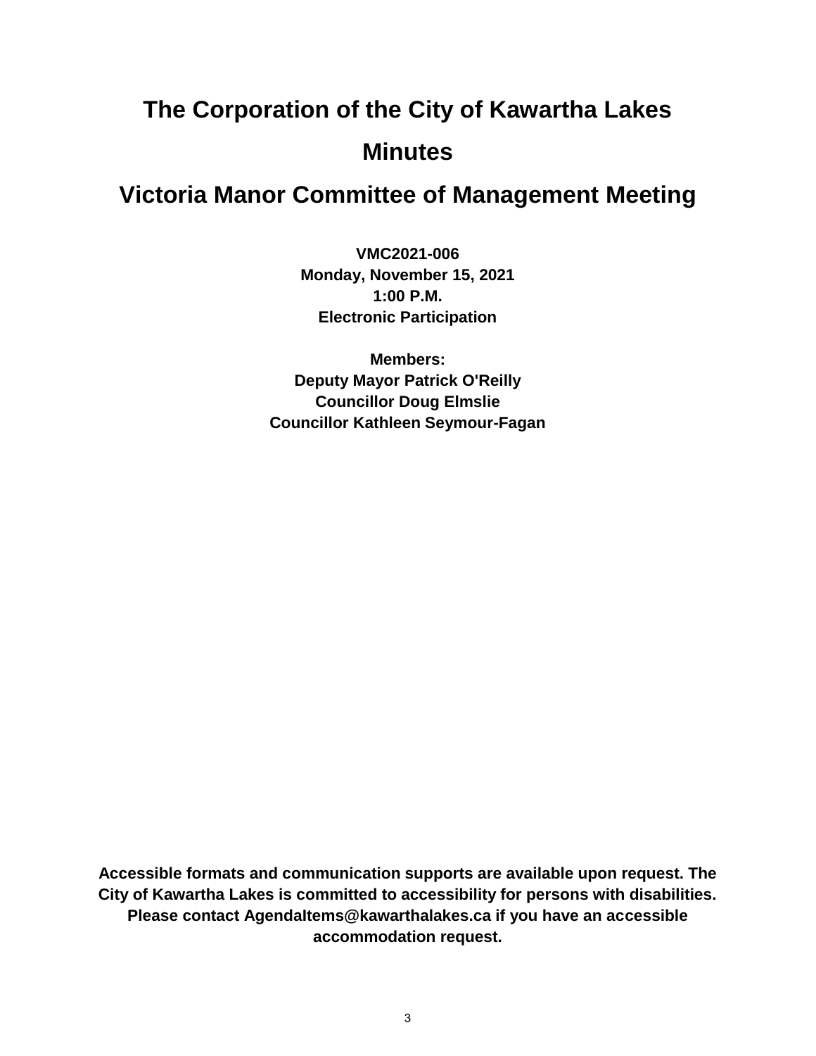# The Corporation of the City of Kawartha Lakes

# Minutes

# Victoria Manor Committee of Management Meeting

**VMC2021-006**
**Monday, November 15, 2021**
**1:00 P.M.**
**Electronic Participation**

**Members:**
**Deputy Mayor Patrick O'Reilly**
**Councillor Doug Elmslie**
**Councillor Kathleen Seymour-Fagan**

**Accessible formats and communication supports are available upon request. The City of Kawartha Lakes is committed to accessibility for persons with disabilities. Please contact AgendaItems@kawarthalakes.ca if you have an accessible accommodation request.**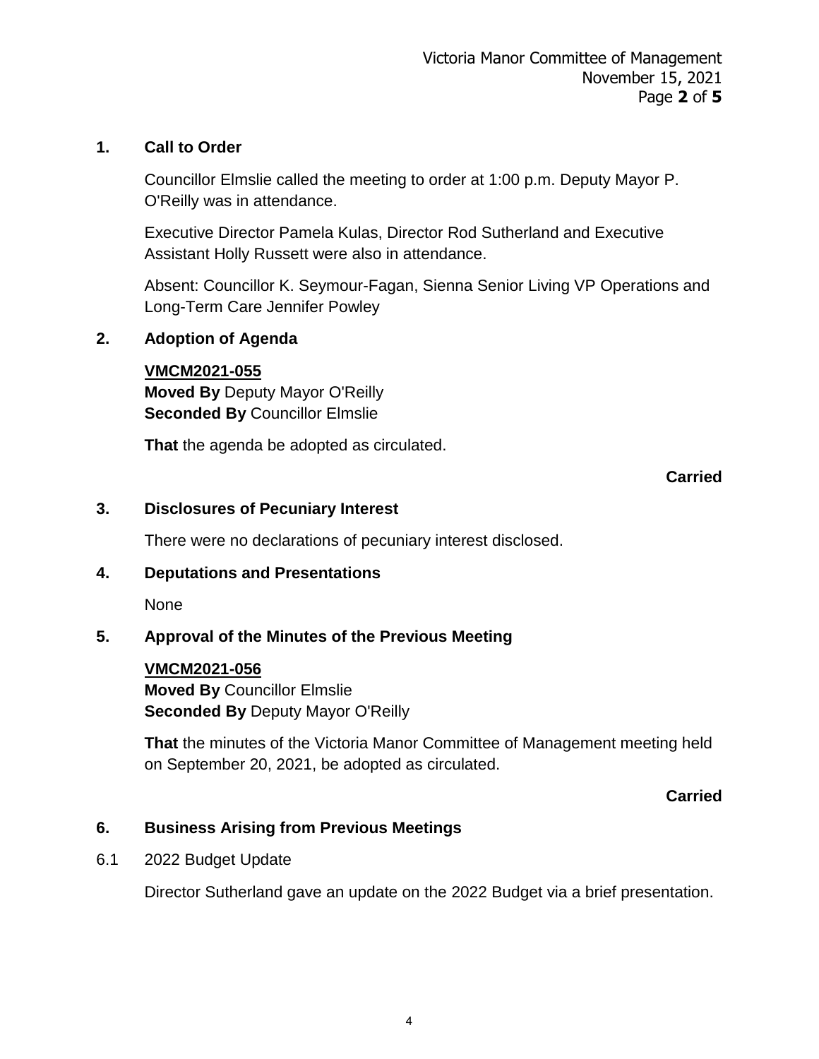## 1. Call to Order

Councillor Elmslie called the meeting to order at 1:00 p.m. Deputy Mayor P. O'Reilly was in attendance.

Executive Director Pamela Kulas, Director Rod Sutherland and Executive Assistant Holly Russett were also in attendance.

Absent: Councillor K. Seymour-Fagan, Sienna Senior Living VP Operations and Long-Term Care Jennifer Powley

## 2. Adoption of Agenda

**VMCM2021-055**
**Moved By** Deputy Mayor O'Reilly
**Seconded By** Councillor Elmslie

**That** the agenda be adopted as circulated.

**Carried**

## 3. Disclosures of Pecuniary Interest

There were no declarations of pecuniary interest disclosed.

## 4. Deputations and Presentations

None

## 5. Approval of the Minutes of the Previous Meeting

**VMCM2021-056**
**Moved By** Councillor Elmslie
**Seconded By** Deputy Mayor O'Reilly

**That** the minutes of the Victoria Manor Committee of Management meeting held on September 20, 2021, be adopted as circulated.

**Carried**

## 6. Business Arising from Previous Meetings

6.1 2022 Budget Update

Director Sutherland gave an update on the 2022 Budget via a brief presentation.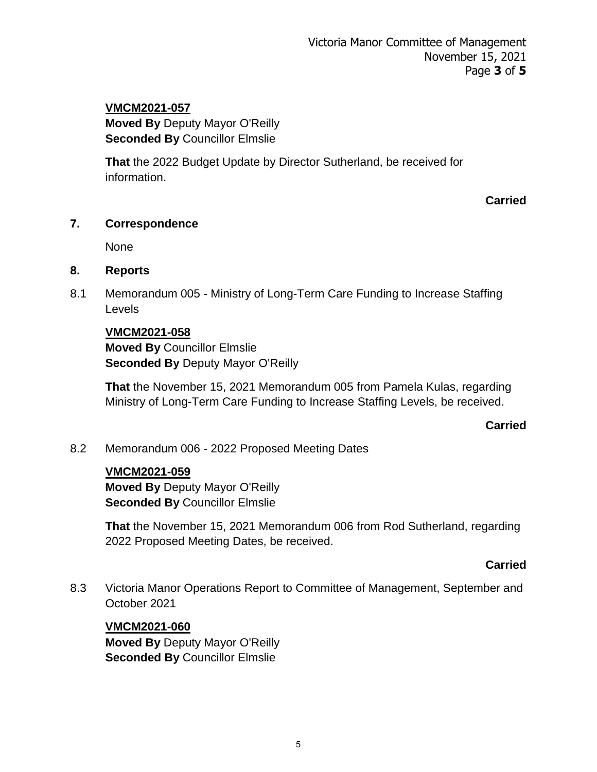**VMCM2021-057**
**Moved By** Deputy Mayor O'Reilly
**Seconded By** Councillor Elmslie

**That** the 2022 Budget Update by Director Sutherland, be received for information.

**Carried**

## 7. Correspondence

None

## 8. Reports

8.1 Memorandum 005 - Ministry of Long-Term Care Funding to Increase Staffing Levels

**VMCM2021-058**
**Moved By** Councillor Elmslie
**Seconded By** Deputy Mayor O'Reilly

**That** the November 15, 2021 Memorandum 005 from Pamela Kulas, regarding Ministry of Long-Term Care Funding to Increase Staffing Levels, be received.

**Carried**

8.2 Memorandum 006 - 2022 Proposed Meeting Dates

**VMCM2021-059**
**Moved By** Deputy Mayor O'Reilly
**Seconded By** Councillor Elmslie

**That** the November 15, 2021 Memorandum 006 from Rod Sutherland, regarding 2022 Proposed Meeting Dates, be received.

**Carried**

8.3 Victoria Manor Operations Report to Committee of Management, September and October 2021

**VMCM2021-060**
**Moved By** Deputy Mayor O'Reilly
**Seconded By** Councillor Elmslie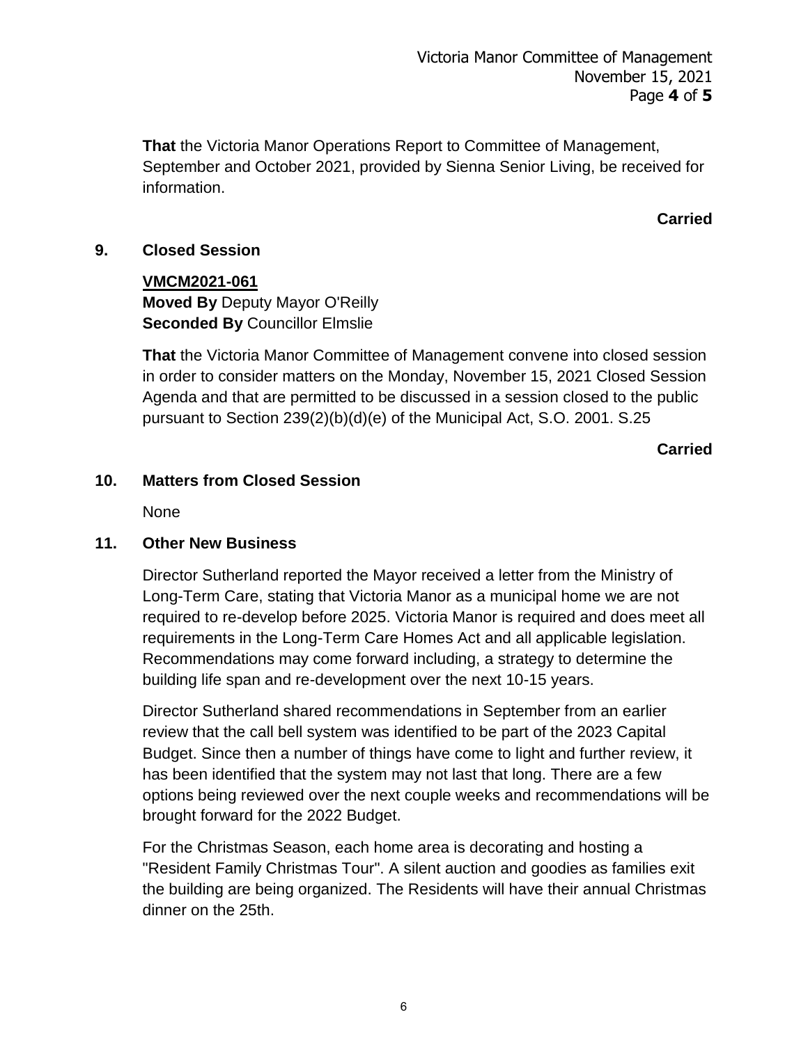**That** the Victoria Manor Operations Report to Committee of Management, September and October 2021, provided by Sienna Senior Living, be received for information.

**Carried**

## 9. Closed Session

**VMCM2021-061**
**Moved By** Deputy Mayor O'Reilly
**Seconded By** Councillor Elmslie

**That** the Victoria Manor Committee of Management convene into closed session in order to consider matters on the Monday, November 15, 2021 Closed Session Agenda and that are permitted to be discussed in a session closed to the public pursuant to Section 239(2)(b)(d)(e) of the Municipal Act, S.O. 2001. S.25

**Carried**

## 10. Matters from Closed Session

None

## 11. Other New Business

Director Sutherland reported the Mayor received a letter from the Ministry of Long-Term Care, stating that Victoria Manor as a municipal home we are not required to re-develop before 2025. Victoria Manor is required and does meet all requirements in the Long-Term Care Homes Act and all applicable legislation. Recommendations may come forward including, a strategy to determine the building life span and re-development over the next 10-15 years.

Director Sutherland shared recommendations in September from an earlier review that the call bell system was identified to be part of the 2023 Capital Budget. Since then a number of things have come to light and further review, it has been identified that the system may not last that long. There are a few options being reviewed over the next couple weeks and recommendations will be brought forward for the 2022 Budget.

For the Christmas Season, each home area is decorating and hosting a "Resident Family Christmas Tour". A silent auction and goodies as families exit the building are being organized. The Residents will have their annual Christmas dinner on the 25th.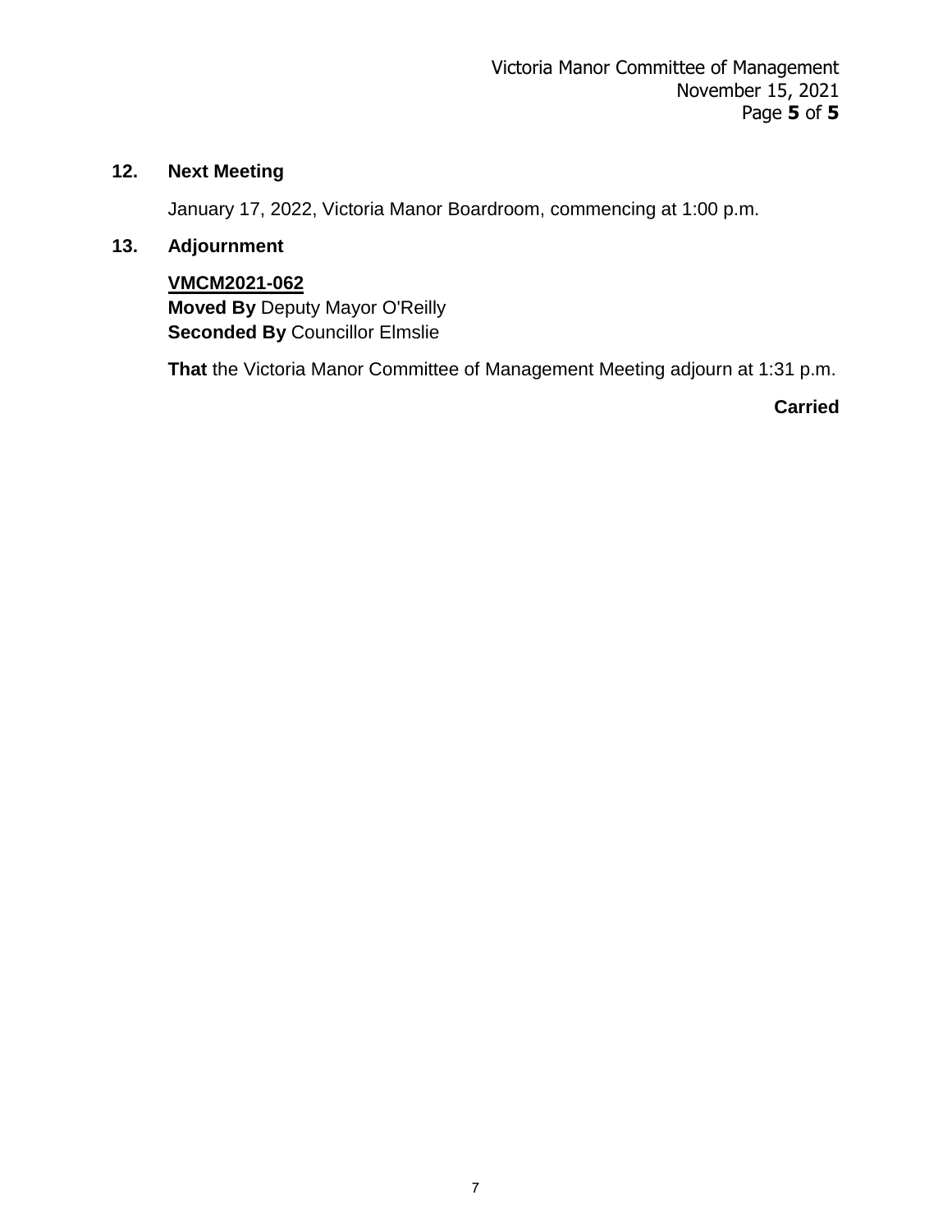## 12. Next Meeting

January 17, 2022, Victoria Manor Boardroom, commencing at 1:00 p.m.

## 13. Adjournment

**VMCM2021-062**
**Moved By** Deputy Mayor O'Reilly
**Seconded By** Councillor Elmslie

**That** the Victoria Manor Committee of Management Meeting adjourn at 1:31 p.m.

**Carried**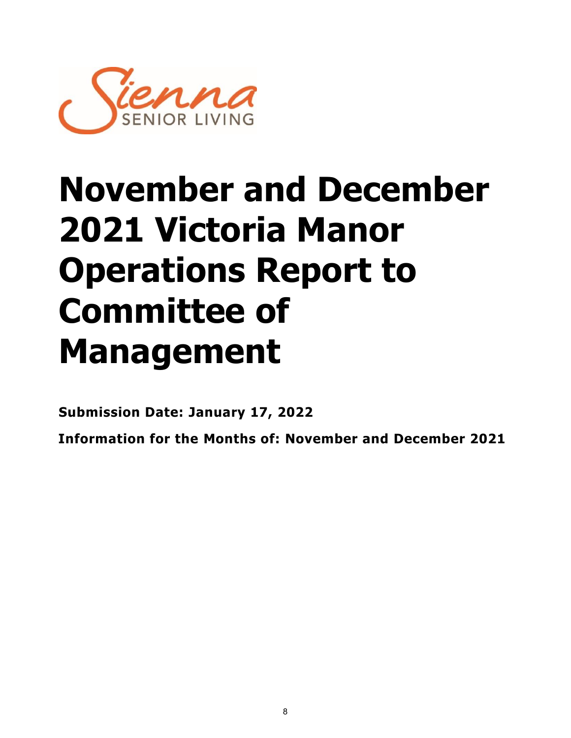# November and December 2021 Victoria Manor Operations Report to Committee of Management

**Submission Date: January 17, 2022**

**Information for the Months of: November and December 2021**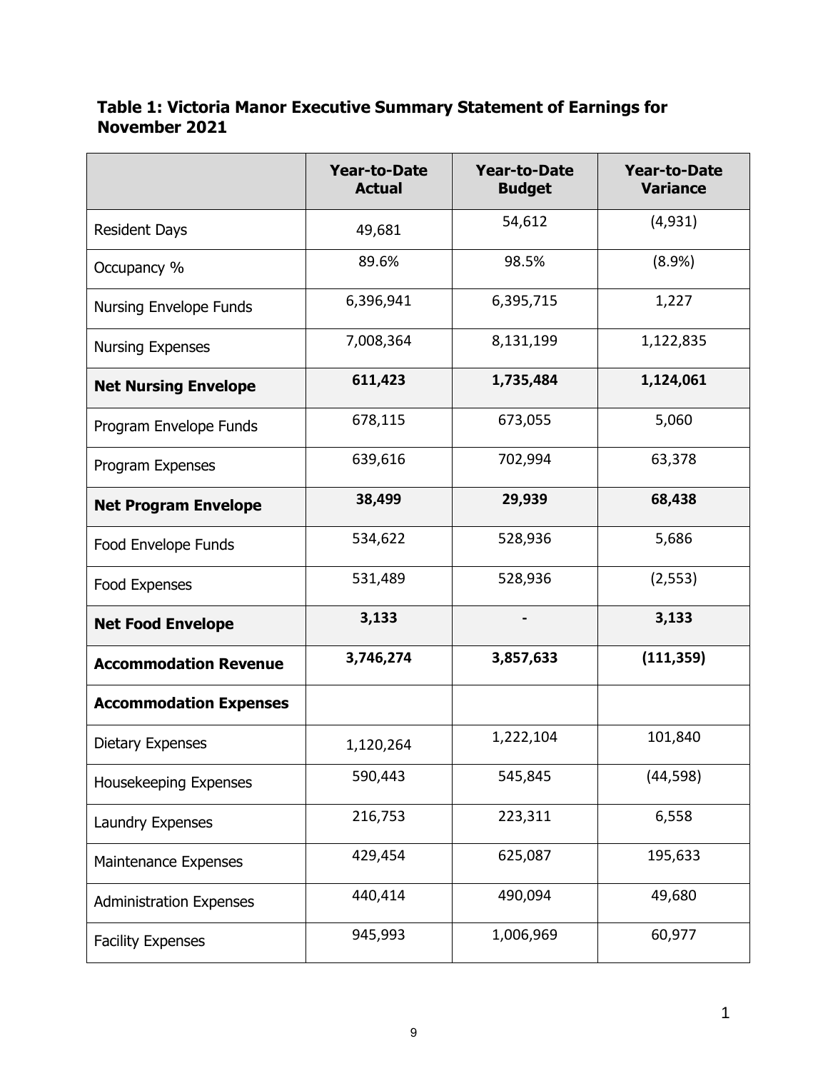**Table 1: Victoria Manor Executive Summary Statement of Earnings for November 2021**

| | Year-to-Date Actual | Year-to-Date Budget | Year-to-Date Variance |
|---|---|---|---|
| Resident Days | 49,681 | 54,612 | (4,931) |
| Occupancy % | 89.6% | 98.5% | (8.9%) |
| Nursing Envelope Funds | 6,396,941 | 6,395,715 | 1,227 |
| Nursing Expenses | 7,008,364 | 8,131,199 | 1,122,835 |
| **Net Nursing Envelope** | **611,423** | **1,735,484** | **1,124,061** |
| Program Envelope Funds | 678,115 | 673,055 | 5,060 |
| Program Expenses | 639,616 | 702,994 | 63,378 |
| **Net Program Envelope** | **38,499** | **29,939** | **68,438** |
| Food Envelope Funds | 534,622 | 528,936 | 5,686 |
| Food Expenses | 531,489 | 528,936 | (2,553) |
| **Net Food Envelope** | **3,133** | **-** | **3,133** |
| **Accommodation Revenue** | **3,746,274** | **3,857,633** | **(111,359)** |
| **Accommodation Expenses** | | | |
| Dietary Expenses | 1,120,264 | 1,222,104 | 101,840 |
| Housekeeping Expenses | 590,443 | 545,845 | (44,598) |
| Laundry Expenses | 216,753 | 223,311 | 6,558 |
| Maintenance Expenses | 429,454 | 625,087 | 195,633 |
| Administration Expenses | 440,414 | 490,094 | 49,680 |
| Facility Expenses | 945,993 | 1,006,969 | 60,977 |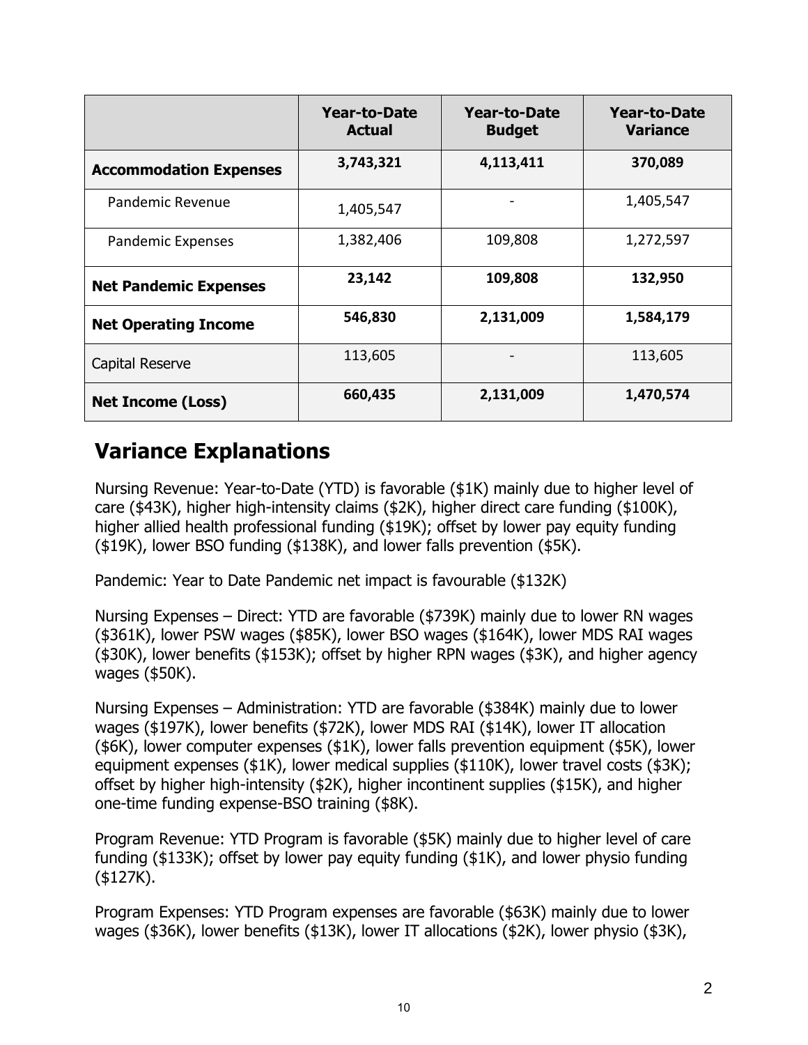| | Year-to-Date Actual | Year-to-Date Budget | Year-to-Date Variance |
|---|---|---|---|
| **Accommodation Expenses** | **3,743,321** | **4,113,411** | **370,089** |
| Pandemic Revenue | 1,405,547 | - | 1,405,547 |
| Pandemic Expenses | 1,382,406 | 109,808 | 1,272,597 |
| **Net Pandemic Expenses** | **23,142** | **109,808** | **132,950** |
| **Net Operating Income** | **546,830** | **2,131,009** | **1,584,179** |
| Capital Reserve | 113,605 | - | 113,605 |
| **Net Income (Loss)** | **660,435** | **2,131,009** | **1,470,574** |

## Variance Explanations

Nursing Revenue: Year-to-Date (YTD) is favorable ($1K) mainly due to higher level of care ($43K), higher high-intensity claims ($2K), higher direct care funding ($100K), higher allied health professional funding ($19K); offset by lower pay equity funding ($19K), lower BSO funding ($138K), and lower falls prevention ($5K).

Pandemic: Year to Date Pandemic net impact is favourable ($132K)

Nursing Expenses – Direct: YTD are favorable ($739K) mainly due to lower RN wages ($361K), lower PSW wages ($85K), lower BSO wages ($164K), lower MDS RAI wages ($30K), lower benefits ($153K); offset by higher RPN wages ($3K), and higher agency wages ($50K).

Nursing Expenses – Administration: YTD are favorable ($384K) mainly due to lower wages ($197K), lower benefits ($72K), lower MDS RAI ($14K), lower IT allocation ($6K), lower computer expenses ($1K), lower falls prevention equipment ($5K), lower equipment expenses ($1K), lower medical supplies ($110K), lower travel costs ($3K); offset by higher high-intensity ($2K), higher incontinent supplies ($15K), and higher one-time funding expense-BSO training ($8K).

Program Revenue: YTD Program is favorable ($5K) mainly due to higher level of care funding ($133K); offset by lower pay equity funding ($1K), and lower physio funding ($127K).

Program Expenses: YTD Program expenses are favorable ($63K) mainly due to lower wages ($36K), lower benefits ($13K), lower IT allocations ($2K), lower physio ($3K),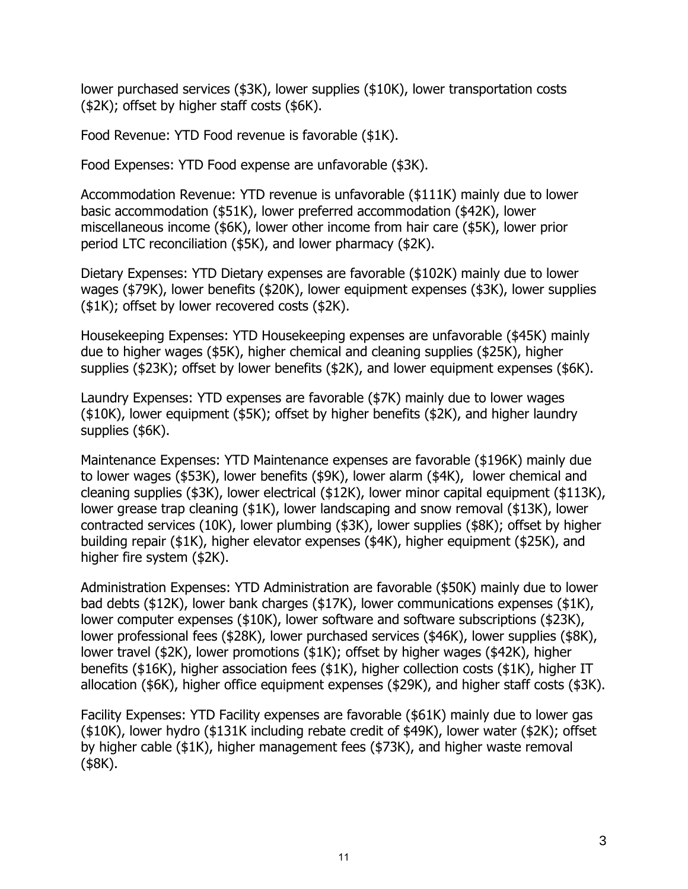lower purchased services ($3K), lower supplies ($10K), lower transportation costs ($2K); offset by higher staff costs ($6K).

Food Revenue: YTD Food revenue is favorable ($1K).

Food Expenses: YTD Food expense are unfavorable ($3K).

Accommodation Revenue: YTD revenue is unfavorable ($111K) mainly due to lower basic accommodation ($51K), lower preferred accommodation ($42K), lower miscellaneous income ($6K), lower other income from hair care ($5K), lower prior period LTC reconciliation ($5K), and lower pharmacy ($2K).

Dietary Expenses: YTD Dietary expenses are favorable ($102K) mainly due to lower wages ($79K), lower benefits ($20K), lower equipment expenses ($3K), lower supplies ($1K); offset by lower recovered costs ($2K).

Housekeeping Expenses: YTD Housekeeping expenses are unfavorable ($45K) mainly due to higher wages ($5K), higher chemical and cleaning supplies ($25K), higher supplies ($23K); offset by lower benefits ($2K), and lower equipment expenses ($6K).

Laundry Expenses: YTD expenses are favorable ($7K) mainly due to lower wages ($10K), lower equipment ($5K); offset by higher benefits ($2K), and higher laundry supplies ($6K).

Maintenance Expenses: YTD Maintenance expenses are favorable ($196K) mainly due to lower wages ($53K), lower benefits ($9K), lower alarm ($4K), lower chemical and cleaning supplies ($3K), lower electrical ($12K), lower minor capital equipment ($113K), lower grease trap cleaning ($1K), lower landscaping and snow removal ($13K), lower contracted services (10K), lower plumbing ($3K), lower supplies ($8K); offset by higher building repair ($1K), higher elevator expenses ($4K), higher equipment ($25K), and higher fire system ($2K).

Administration Expenses: YTD Administration are favorable ($50K) mainly due to lower bad debts ($12K), lower bank charges ($17K), lower communications expenses ($1K), lower computer expenses ($10K), lower software and software subscriptions ($23K), lower professional fees ($28K), lower purchased services ($46K), lower supplies ($8K), lower travel ($2K), lower promotions ($1K); offset by higher wages ($42K), higher benefits ($16K), higher association fees ($1K), higher collection costs ($1K), higher IT allocation ($6K), higher office equipment expenses ($29K), and higher staff costs ($3K).

Facility Expenses: YTD Facility expenses are favorable ($61K) mainly due to lower gas ($10K), lower hydro ($131K including rebate credit of $49K), lower water ($2K); offset by higher cable ($1K), higher management fees ($73K), and higher waste removal ($8K).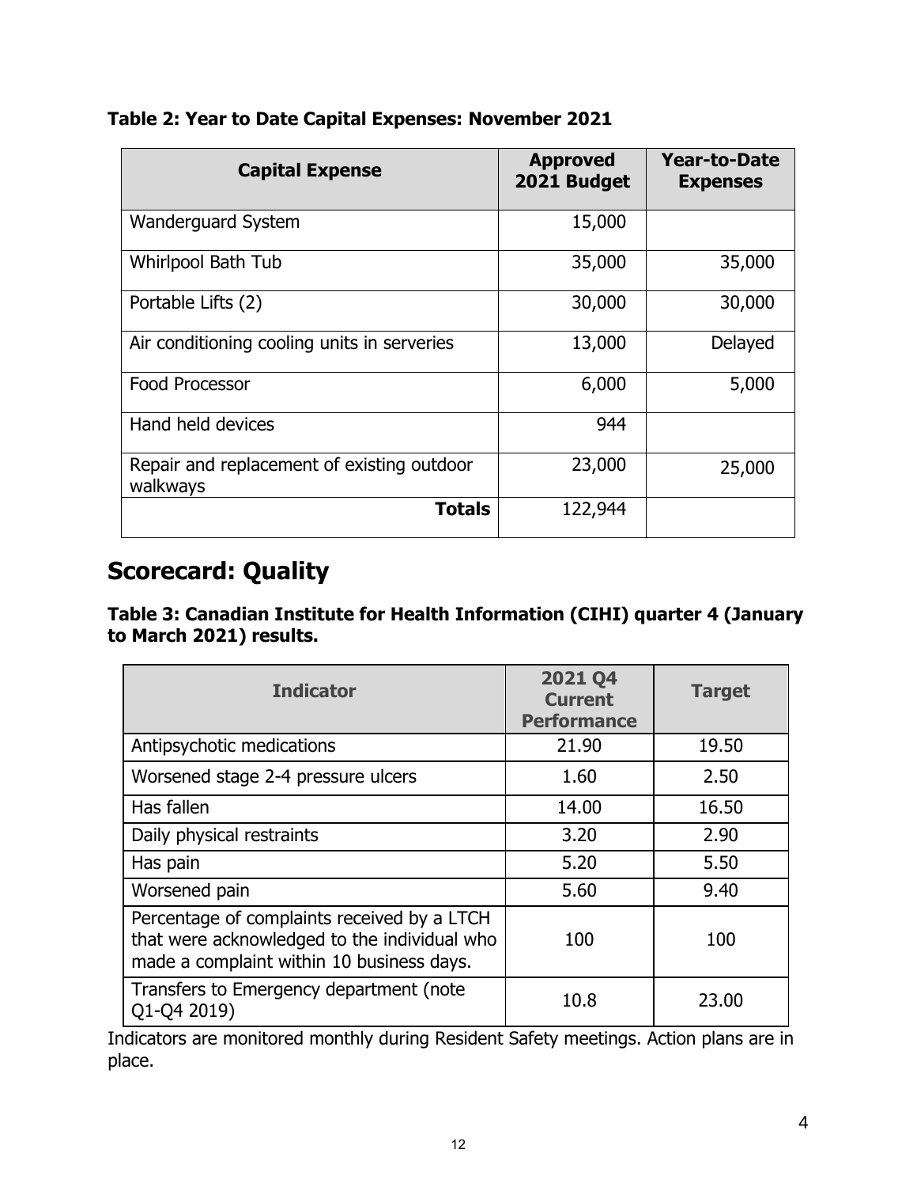**Table 2: Year to Date Capital Expenses: November 2021**

| Capital Expense | Approved 2021 Budget | Year-to-Date Expenses |
|---|---|---|
| Wanderguard System | 15,000 | |
| Whirlpool Bath Tub | 35,000 | 35,000 |
| Portable Lifts (2) | 30,000 | 30,000 |
| Air conditioning cooling units in serveries | 13,000 | Delayed |
| Food Processor | 6,000 | 5,000 |
| Hand held devices | 944 | |
| Repair and replacement of existing outdoor walkways | 23,000 | 25,000 |
| **Totals** | 122,944 | |

## Scorecard: Quality

**Table 3: Canadian Institute for Health Information (CIHI) quarter 4 (January to March 2021) results.**

| Indicator | 2021 Q4 Current Performance | Target |
|---|---|---|
| Antipsychotic medications | 21.90 | 19.50 |
| Worsened stage 2-4 pressure ulcers | 1.60 | 2.50 |
| Has fallen | 14.00 | 16.50 |
| Daily physical restraints | 3.20 | 2.90 |
| Has pain | 5.20 | 5.50 |
| Worsened pain | 5.60 | 9.40 |
| Percentage of complaints received by a LTCH that were acknowledged to the individual who made a complaint within 10 business days. | 100 | 100 |
| Transfers to Emergency department (note Q1-Q4 2019) | 10.8 | 23.00 |

Indicators are monitored monthly during Resident Safety meetings. Action plans are in place.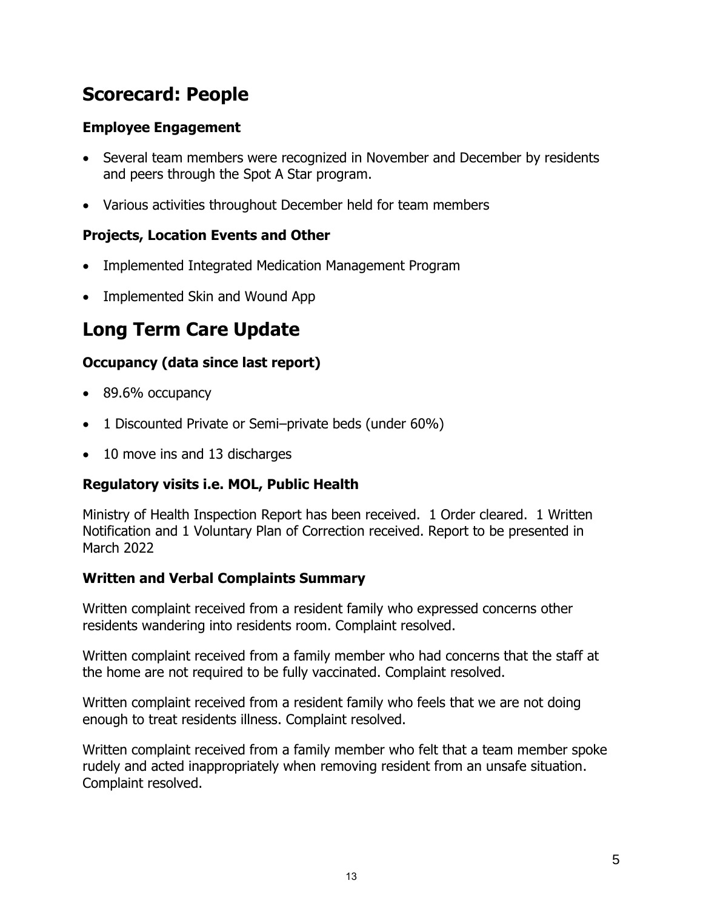# Scorecard: People

### Employee Engagement

- Several team members were recognized in November and December by residents and peers through the Spot A Star program.
- Various activities throughout December held for team members

### Projects, Location Events and Other

- Implemented Integrated Medication Management Program
- Implemented Skin and Wound App

# Long Term Care Update

### Occupancy (data since last report)

- 89.6% occupancy
- 1 Discounted Private or Semi–private beds (under 60%)
- 10 move ins and 13 discharges

### Regulatory visits i.e. MOL, Public Health

Ministry of Health Inspection Report has been received. 1 Order cleared. 1 Written Notification and 1 Voluntary Plan of Correction received. Report to be presented in March 2022

### Written and Verbal Complaints Summary

Written complaint received from a resident family who expressed concerns other residents wandering into residents room. Complaint resolved.

Written complaint received from a family member who had concerns that the staff at the home are not required to be fully vaccinated. Complaint resolved.

Written complaint received from a resident family who feels that we are not doing enough to treat residents illness. Complaint resolved.

Written complaint received from a family member who felt that a team member spoke rudely and acted inappropriately when removing resident from an unsafe situation. Complaint resolved.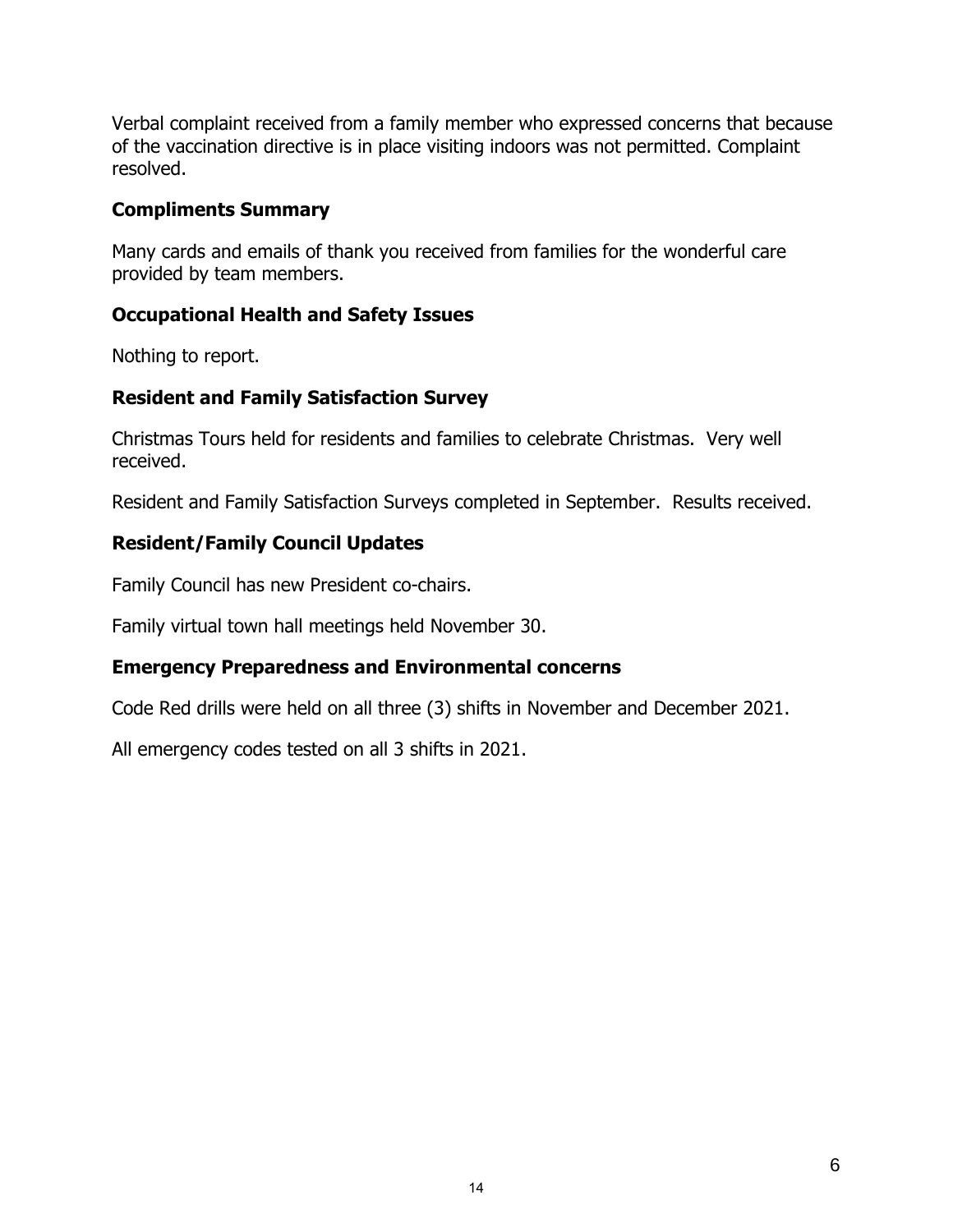Verbal complaint received from a family member who expressed concerns that because of the vaccination directive is in place visiting indoors was not permitted. Complaint resolved.

## Compliments Summary

Many cards and emails of thank you received from families for the wonderful care provided by team members.

## Occupational Health and Safety Issues

Nothing to report.

## Resident and Family Satisfaction Survey

Christmas Tours held for residents and families to celebrate Christmas. Very well received.

Resident and Family Satisfaction Surveys completed in September. Results received.

## Resident/Family Council Updates

Family Council has new President co-chairs.

Family virtual town hall meetings held November 30.

## Emergency Preparedness and Environmental concerns

Code Red drills were held on all three (3) shifts in November and December 2021.

All emergency codes tested on all 3 shifts in 2021.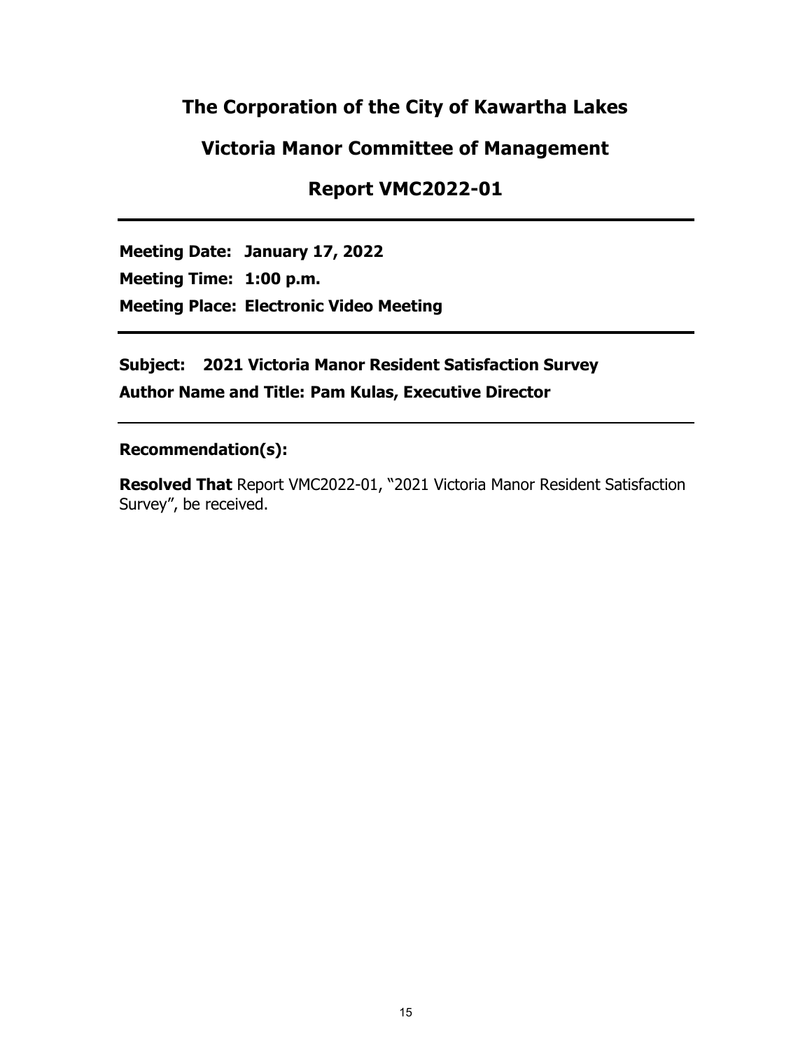# The Corporation of the City of Kawartha Lakes

## Victoria Manor Committee of Management

## Report VMC2022-01

---

**Meeting Date: January 17, 2022**

**Meeting Time: 1:00 p.m.**

**Meeting Place: Electronic Video Meeting**

---

**Subject: 2021 Victoria Manor Resident Satisfaction Survey**

**Author Name and Title: Pam Kulas, Executive Director**

---

**Recommendation(s):**

**Resolved That** Report VMC2022-01, "2021 Victoria Manor Resident Satisfaction Survey", be received.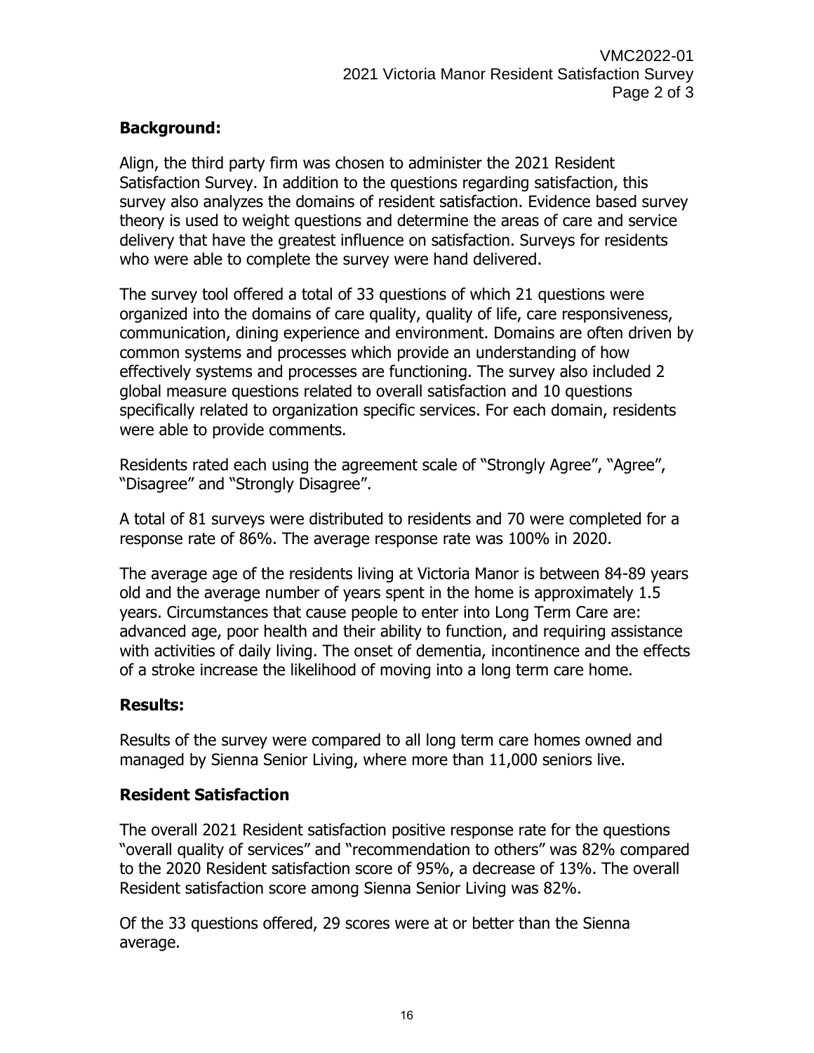## Background:

Align, the third party firm was chosen to administer the 2021 Resident Satisfaction Survey. In addition to the questions regarding satisfaction, this survey also analyzes the domains of resident satisfaction. Evidence based survey theory is used to weight questions and determine the areas of care and service delivery that have the greatest influence on satisfaction. Surveys for residents who were able to complete the survey were hand delivered.

The survey tool offered a total of 33 questions of which 21 questions were organized into the domains of care quality, quality of life, care responsiveness, communication, dining experience and environment. Domains are often driven by common systems and processes which provide an understanding of how effectively systems and processes are functioning. The survey also included 2 global measure questions related to overall satisfaction and 10 questions specifically related to organization specific services. For each domain, residents were able to provide comments.

Residents rated each using the agreement scale of "Strongly Agree", "Agree", "Disagree" and "Strongly Disagree".

A total of 81 surveys were distributed to residents and 70 were completed for a response rate of 86%. The average response rate was 100% in 2020.

The average age of the residents living at Victoria Manor is between 84-89 years old and the average number of years spent in the home is approximately 1.5 years. Circumstances that cause people to enter into Long Term Care are: advanced age, poor health and their ability to function, and requiring assistance with activities of daily living. The onset of dementia, incontinence and the effects of a stroke increase the likelihood of moving into a long term care home.

## Results:

Results of the survey were compared to all long term care homes owned and managed by Sienna Senior Living, where more than 11,000 seniors live.

## Resident Satisfaction

The overall 2021 Resident satisfaction positive response rate for the questions "overall quality of services" and "recommendation to others" was 82% compared to the 2020 Resident satisfaction score of 95%, a decrease of 13%. The overall Resident satisfaction score among Sienna Senior Living was 82%.

Of the 33 questions offered, 29 scores were at or better than the Sienna average.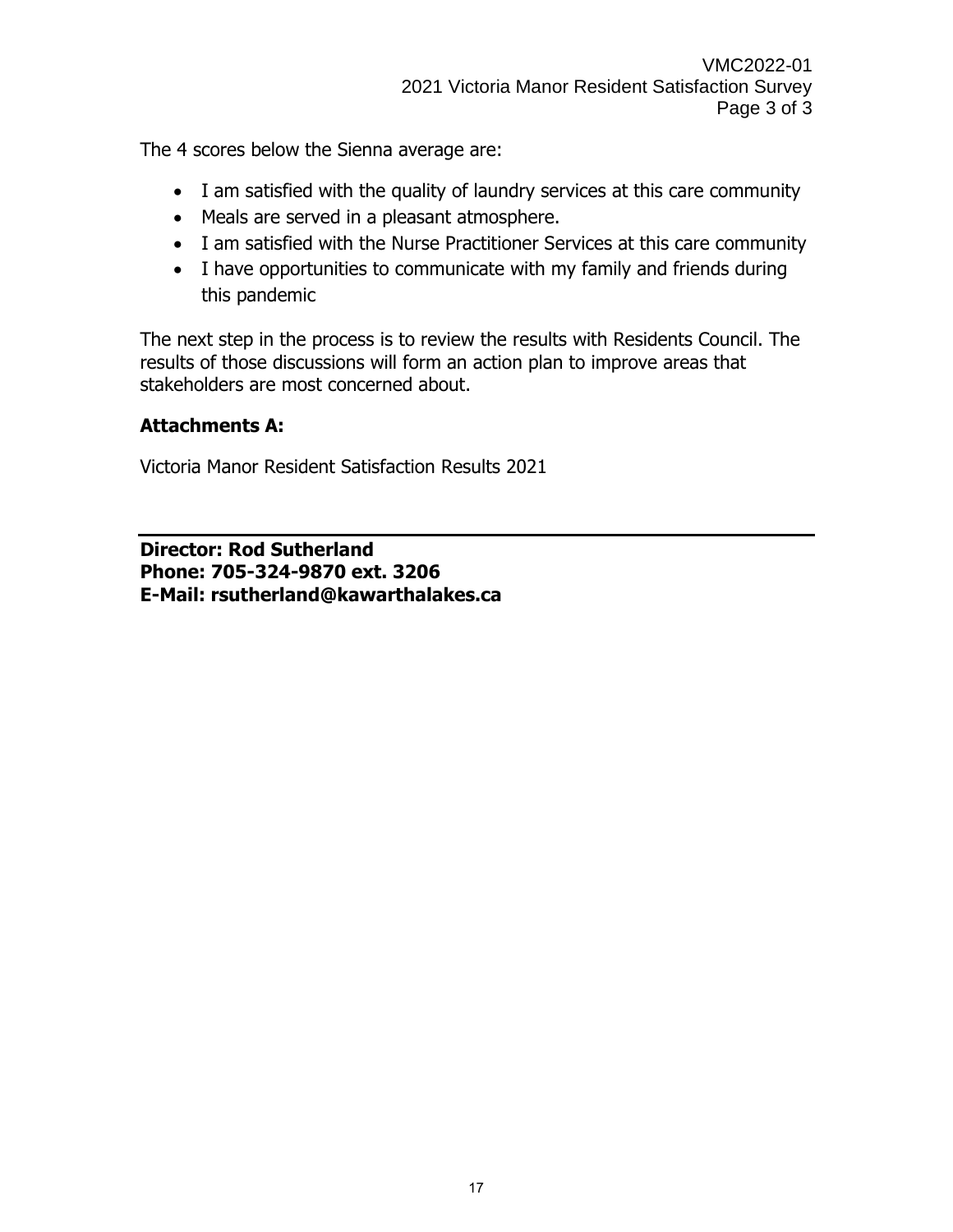The 4 scores below the Sienna average are:

- I am satisfied with the quality of laundry services at this care community
- Meals are served in a pleasant atmosphere.
- I am satisfied with the Nurse Practitioner Services at this care community
- I have opportunities to communicate with my family and friends during this pandemic

The next step in the process is to review the results with Residents Council. The results of those discussions will form an action plan to improve areas that stakeholders are most concerned about.

**Attachments A:**

Victoria Manor Resident Satisfaction Results 2021

---

**Director: Rod Sutherland**
**Phone: 705-324-9870 ext. 3206**
**E-Mail: rsutherland@kawarthalakes.ca**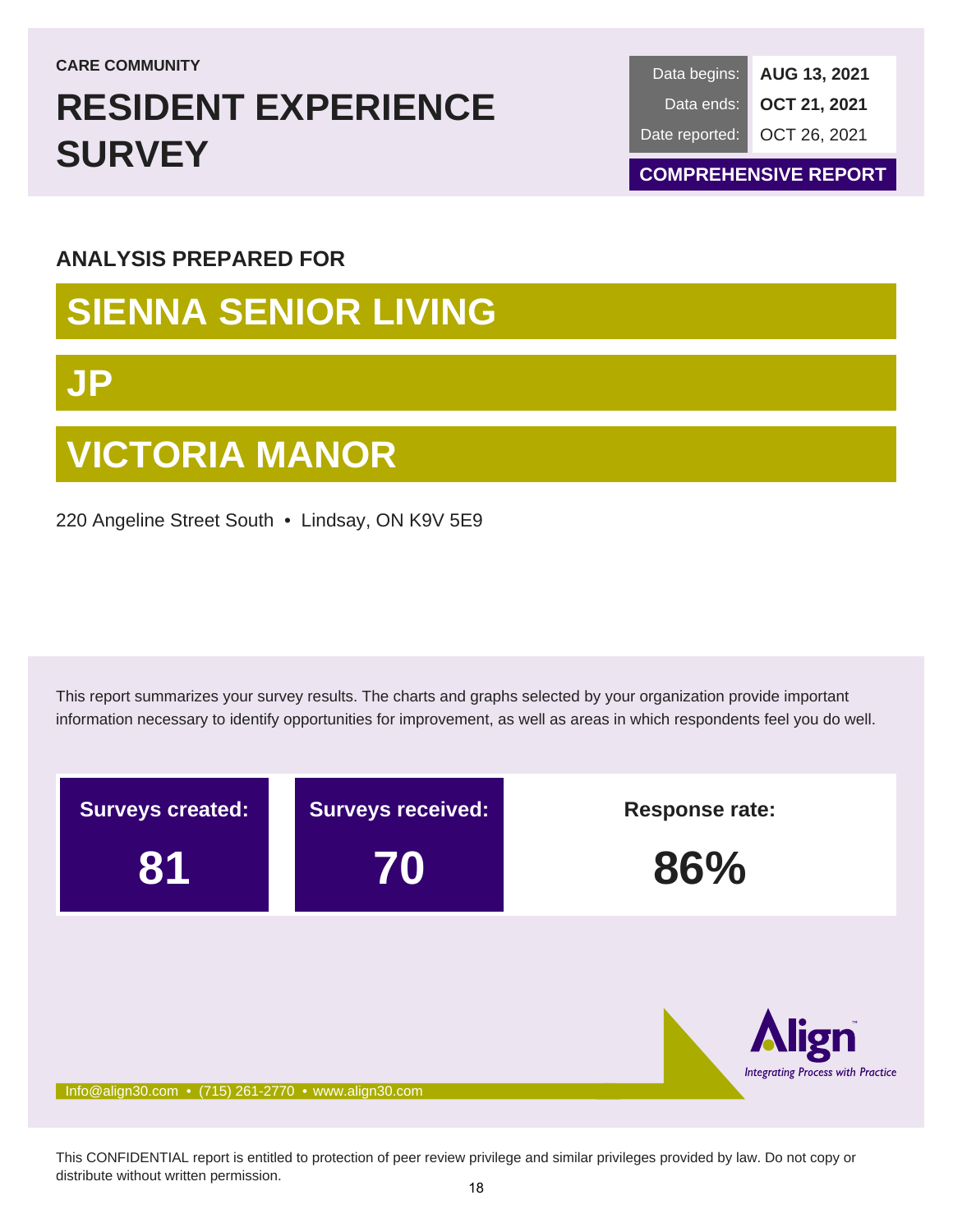CARE COMMUNITY

# RESIDENT EXPERIENCE SURVEY

| Data begins: | **AUG 13, 2021** |
| --- | --- |
| Data ends: | **OCT 21, 2021** |
| Date reported: | OCT 26, 2021 |

**COMPREHENSIVE REPORT**

### ANALYSIS PREPARED FOR

## SIENNA SENIOR LIVING

## JP

## VICTORIA MANOR

220 Angeline Street South • Lindsay, ON K9V 5E9

This report summarizes your survey results. The charts and graphs selected by your organization provide important information necessary to identify opportunities for improvement, as well as areas in which respondents feel you do well.

| Surveys created: | Surveys received: | Response rate: |
| --- | --- | --- |
| **81** | **70** | **86%** |

Align — *Integrating Process with Practice*

Info@align30.com • (715) 261-2770 • www.align30.com

This CONFIDENTIAL report is entitled to protection of peer review privilege and similar privileges provided by law. Do not copy or distribute without written permission.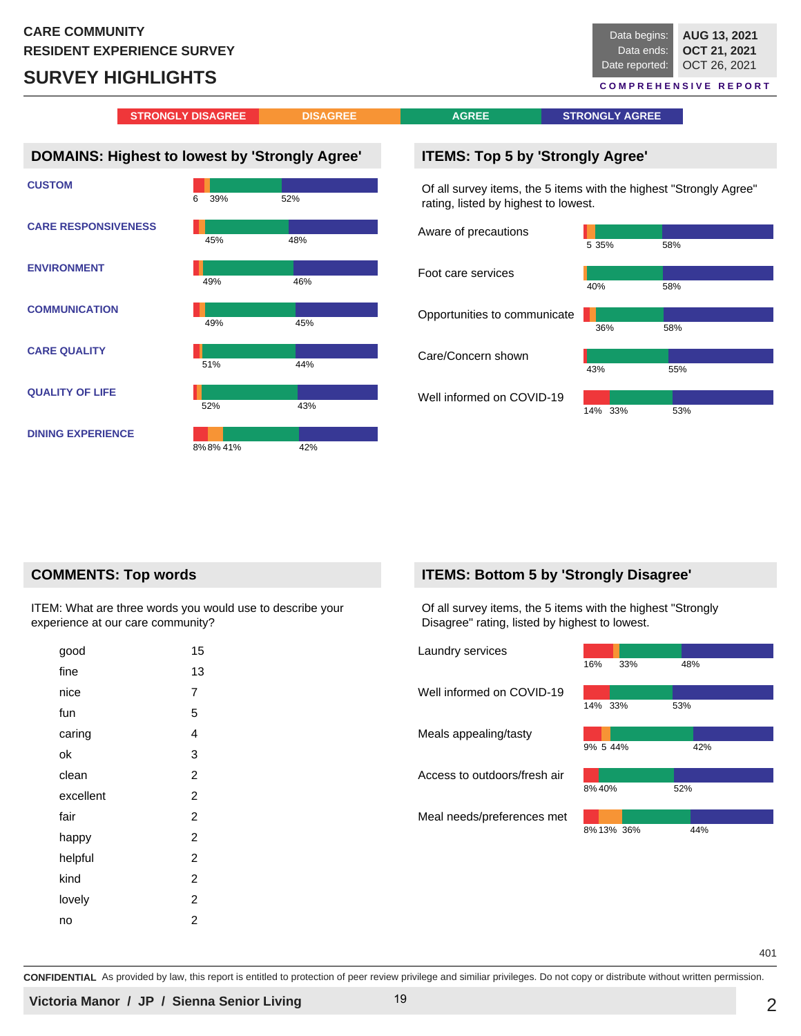**CARE COMMUNITY**
**RESIDENT EXPERIENCE SURVEY**

# SURVEY HIGHLIGHTS

| Data begins: | AUG 13, 2021 |
|---|---|
| Data ends: | OCT 21, 2021 |
| Date reported: | OCT 26, 2021 |

COMPREHENSIVE REPORT

STRONGLY DISAGREE | DISAGREE | AGREE | STRONGLY AGREE

## DOMAINS: Highest to lowest by 'Strongly Agree'

| Domain | Strongly Disagree | Disagree | Agree | Strongly Agree |
|---|---|---|---|---|
| CUSTOM | 6 | | 39% | 52% |
| CARE RESPONSIVENESS | | | 45% | 48% |
| ENVIRONMENT | | | 49% | 46% |
| COMMUNICATION | | | 49% | 45% |
| CARE QUALITY | | | 51% | 44% |
| QUALITY OF LIFE | | | 52% | 43% |
| DINING EXPERIENCE | 8% | 8% | 41% | 42% |

## ITEMS: Top 5 by 'Strongly Agree'

Of all survey items, the 5 items with the highest "Strongly Agree" rating, listed by highest to lowest.

| Item | Strongly Disagree | Disagree | Agree | Strongly Agree |
|---|---|---|---|---|
| Aware of precautions | | 5 | 35% | 58% |
| Foot care services | | | 40% | 58% |
| Opportunities to communicate | | | 36% | 58% |
| Care/Concern shown | | | 43% | 55% |
| Well informed on COVID-19 | 14% | | 33% | 53% |

## COMMENTS: Top words

ITEM: What are three words you would use to describe your experience at our care community?

| Word | Count |
|---|---|
| good | 15 |
| fine | 13 |
| nice | 7 |
| fun | 5 |
| caring | 4 |
| ok | 3 |
| clean | 2 |
| excellent | 2 |
| fair | 2 |
| happy | 2 |
| helpful | 2 |
| kind | 2 |
| lovely | 2 |
| no | 2 |

## ITEMS: Bottom 5 by 'Strongly Disagree'

Of all survey items, the 5 items with the highest "Strongly Disagree" rating, listed by highest to lowest.

| Item | Strongly Disagree | Disagree | Agree | Strongly Agree |
|---|---|---|---|---|
| Laundry services | 16% | | 33% | 48% |
| Well informed on COVID-19 | 14% | | 33% | 53% |
| Meals appealing/tasty | 9% | 5 | 44% | 42% |
| Access to outdoors/fresh air | 8% | | 40% | 52% |
| Meal needs/preferences met | 8% | 13% | 36% | 44% |

401

**CONFIDENTIAL** As provided by law, this report is entitled to protection of peer review privilege and similiar privileges. Do not copy or distribute without written permission.

**Victoria Manor / JP / Sienna Senior Living**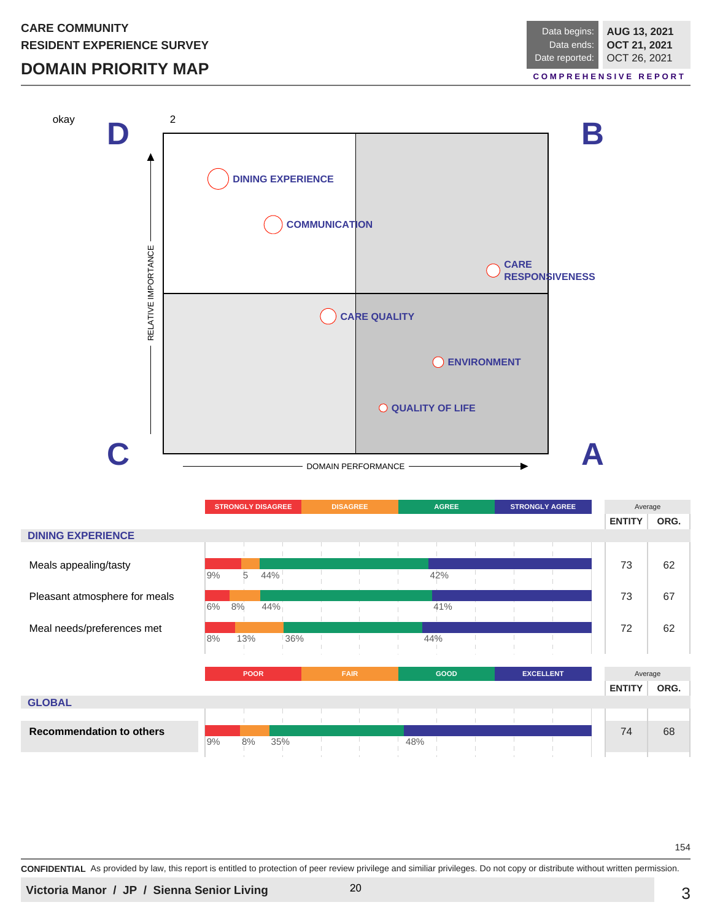CARE COMMUNITY
RESIDENT EXPERIENCE SURVEY

# DOMAIN PRIORITY MAP

| Data begins: | AUG 13, 2021 |
|---|---|
| Data ends: | OCT 21, 2021 |
| Date reported: | OCT 26, 2021 |

COMPREHENSIVE REPORT

okay

2

D B C A

RELATIVE IMPORTANCE

DOMAIN PERFORMANCE

- DINING EXPERIENCE
- COMMUNICATION
- CARE RESPONSIVENESS
- CARE QUALITY
- ENVIRONMENT
- QUALITY OF LIFE

## DINING EXPERIENCE

| | STRONGLY DISAGREE | DISAGREE | AGREE | STRONGLY AGREE | Average ENTITY | Average ORG. |
|---|---|---|---|---|---|---|
| Meals appealing/tasty | 9% | 5 | 44% | 42% | 73 | 62 |
| Pleasant atmosphere for meals | 6% | 8% | 44% | 41% | 73 | 67 |
| Meal needs/preferences met | 8% | 13% | 36% | 44% | 72 | 62 |

## GLOBAL

| | POOR | FAIR | GOOD | EXCELLENT | Average ENTITY | Average ORG. |
|---|---|---|---|---|---|---|
| **Recommendation to others** | 9% | 8% | 35% | 48% | 74 | 68 |

154

**CONFIDENTIAL** As provided by law, this report is entitled to protection of peer review privilege and similiar privileges. Do not copy or distribute without written permission.

**Victoria Manor / JP / Sienna Senior Living**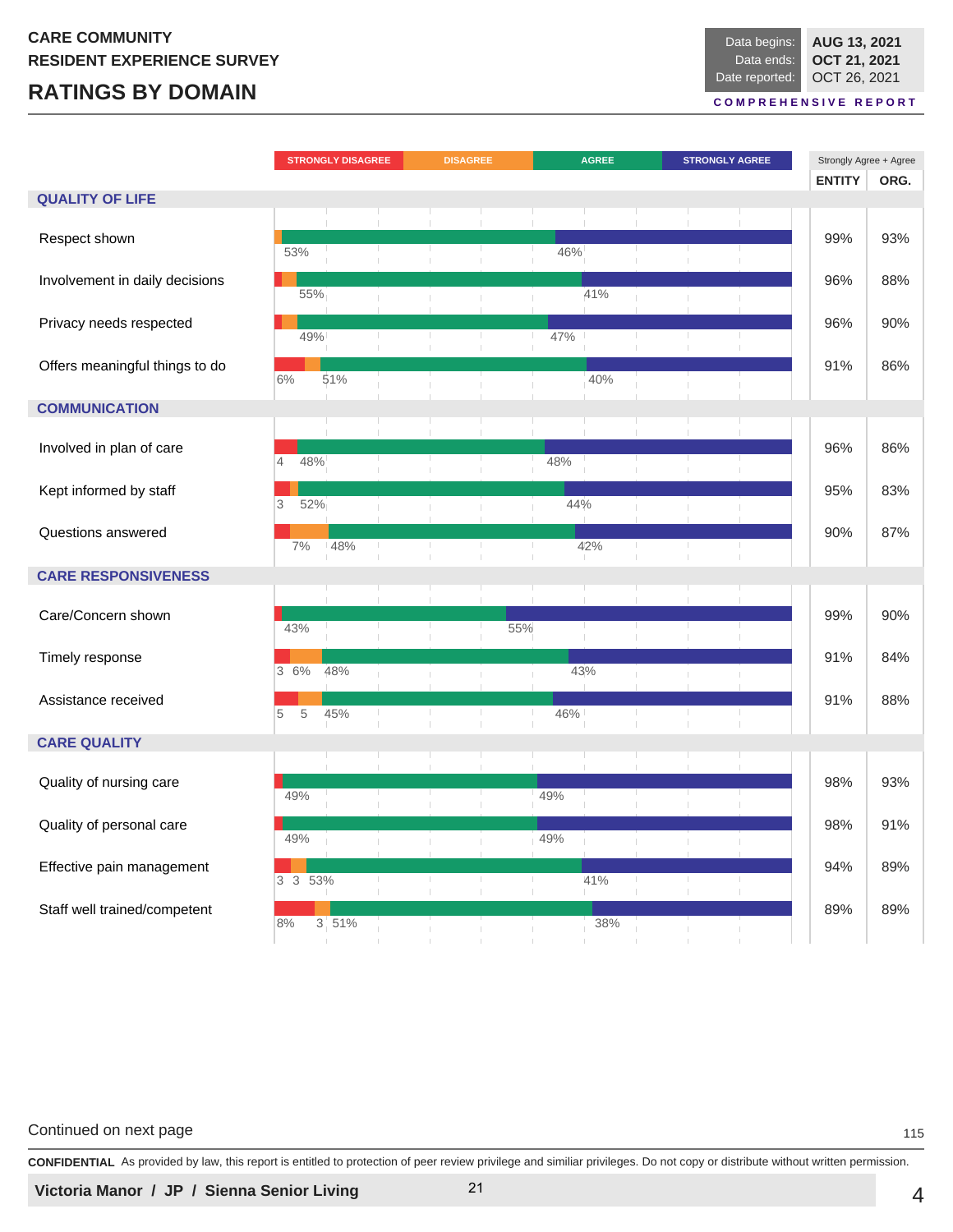CARE COMMUNITY
RESIDENT EXPERIENCE SURVEY

# RATINGS BY DOMAIN

| | |
|---|---|
| Data begins: | AUG 13, 2021 |
| Data ends: | OCT 21, 2021 |
| Date reported: | OCT 26, 2021 |

COMPREHENSIVE REPORT

| | STRONGLY DISAGREE | DISAGREE | AGREE | STRONGLY AGREE | Strongly Agree + Agree ENTITY | Strongly Agree + Agree ORG. |
|---|---|---|---|---|---|---|
| **QUALITY OF LIFE** | | | | | | |
| Respect shown | | | 53% | 46% | 99% | 93% |
| Involvement in daily decisions | | | 55% | 41% | 96% | 88% |
| Privacy needs respected | | | 49% | 47% | 96% | 90% |
| Offers meaningful things to do | 6% | | 51% | 40% | 91% | 86% |
| **COMMUNICATION** | | | | | | |
| Involved in plan of care | 4 | | 48% | 48% | 96% | 86% |
| Kept informed by staff | 3 | | 52% | 44% | 95% | 83% |
| Questions answered | | 7% | 48% | 42% | 90% | 87% |
| **CARE RESPONSIVENESS** | | | | | | |
| Care/Concern shown | | | 43% | 55% | 99% | 90% |
| Timely response | 3 | 6% | 48% | 43% | 91% | 84% |
| Assistance received | 5 | 5 | 45% | 46% | 91% | 88% |
| **CARE QUALITY** | | | | | | |
| Quality of nursing care | | | 49% | 49% | 98% | 93% |
| Quality of personal care | | | 49% | 49% | 98% | 91% |
| Effective pain management | 3 | 3 | 53% | 41% | 94% | 89% |
| Staff well trained/competent | 8% | 3 | 51% | 38% | 89% | 89% |

Continued on next page

**CONFIDENTIAL** As provided by law, this report is entitled to protection of peer review privilege and similiar privileges. Do not copy or distribute without written permission.

**Victoria Manor / JP / Sienna Senior Living**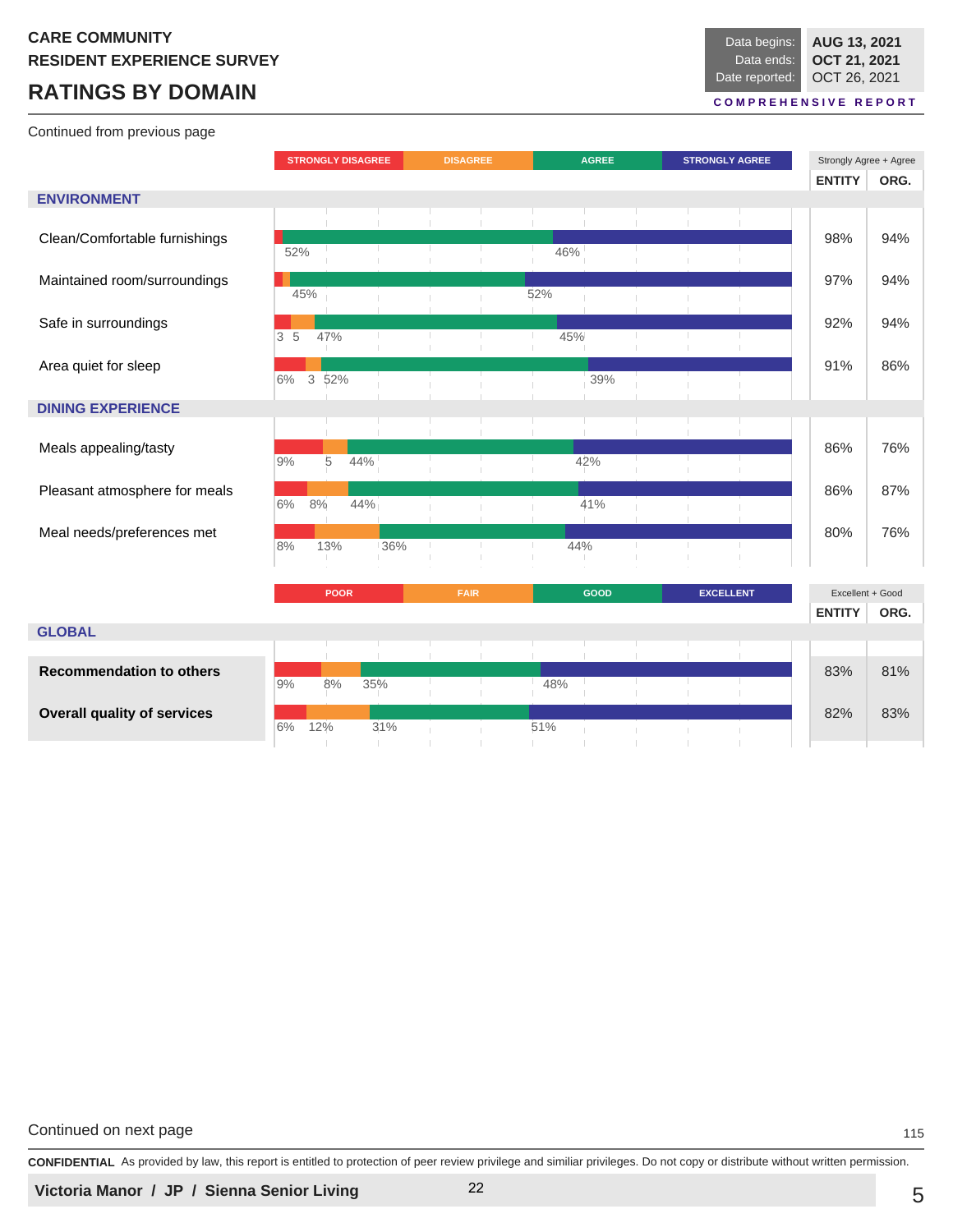CARE COMMUNITY
RESIDENT EXPERIENCE SURVEY

# RATINGS BY DOMAIN

| Data begins: | AUG 13, 2021 |
|---|---|
| Data ends: | OCT 21, 2021 |
| Date reported: | OCT 26, 2021 |

COMPREHENSIVE REPORT

Continued from previous page

| | STRONGLY DISAGREE | DISAGREE | AGREE | STRONGLY AGREE | Strongly Agree + Agree ENTITY | Strongly Agree + Agree ORG. |
|---|---|---|---|---|---|---|
| **ENVIRONMENT** | | | | | | |
| Clean/Comfortable furnishings | | | 52% | 46% | 98% | 94% |
| Maintained room/surroundings | | | 45% | 52% | 97% | 94% |
| Safe in surroundings | 3 | 5 | 47% | 45% | 92% | 94% |
| Area quiet for sleep | 6% | 3 | 52% | 39% | 91% | 86% |
| **DINING EXPERIENCE** | | | | | | |
| Meals appealing/tasty | 9% | 5 | 44% | 42% | 86% | 76% |
| Pleasant atmosphere for meals | 6% | 8% | 44% | 41% | 86% | 87% |
| Meal needs/preferences met | 8% | 13% | 36% | 44% | 80% | 76% |

| | POOR | FAIR | GOOD | EXCELLENT | Excellent + Good ENTITY | Excellent + Good ORG. |
|---|---|---|---|---|---|---|
| **GLOBAL** | | | | | | |
| **Recommendation to others** | 9% | 8% | 35% | 48% | 83% | 81% |
| **Overall quality of services** | 6% | 12% | 31% | 51% | 82% | 83% |

Continued on next page

**CONFIDENTIAL** As provided by law, this report is entitled to protection of peer review privilege and similiar privileges. Do not copy or distribute without written permission.

**Victoria Manor / JP / Sienna Senior Living**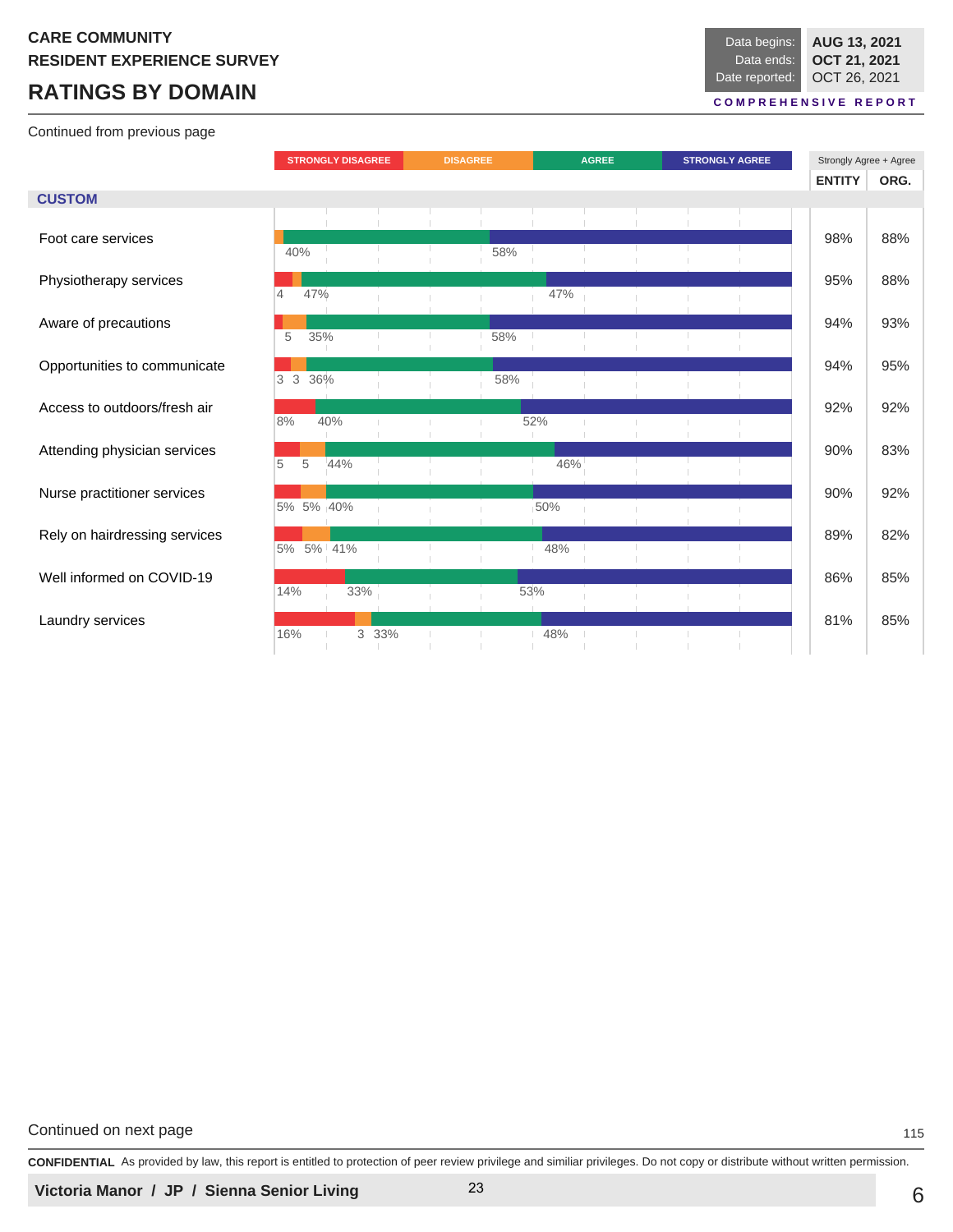CARE COMMUNITY
RESIDENT EXPERIENCE SURVEY

# RATINGS BY DOMAIN

Data begins: AUG 13, 2021
Data ends: OCT 21, 2021
Date reported: OCT 26, 2021

COMPREHENSIVE REPORT

Continued from previous page

## CUSTOM

| Item | Strongly Disagree | Disagree | Agree | Strongly Agree | ENTITY (Strongly Agree + Agree) | ORG. (Strongly Agree + Agree) |
|---|---|---|---|---|---|---|
| Foot care services | | | 40% | 58% | 98% | 88% |
| Physiotherapy services | 4 | | 47% | 47% | 95% | 88% |
| Aware of precautions | | 5 | 35% | 58% | 94% | 93% |
| Opportunities to communicate | 3 | 3 | 36% | 58% | 94% | 95% |
| Access to outdoors/fresh air | 8% | | 40% | 52% | 92% | 92% |
| Attending physician services | 5 | 5 | 44% | 46% | 90% | 83% |
| Nurse practitioner services | 5% | 5% | 40% | 50% | 90% | 92% |
| Rely on hairdressing services | 5% | 5% | 41% | 48% | 89% | 82% |
| Well informed on COVID-19 | 14% | | 33% | 53% | 86% | 85% |
| Laundry services | 16% | 3 | 33% | 48% | 81% | 85% |

Continued on next page

**CONFIDENTIAL** As provided by law, this report is entitled to protection of peer review privilege and similiar privileges. Do not copy or distribute without written permission.

**Victoria Manor / JP / Sienna Senior Living**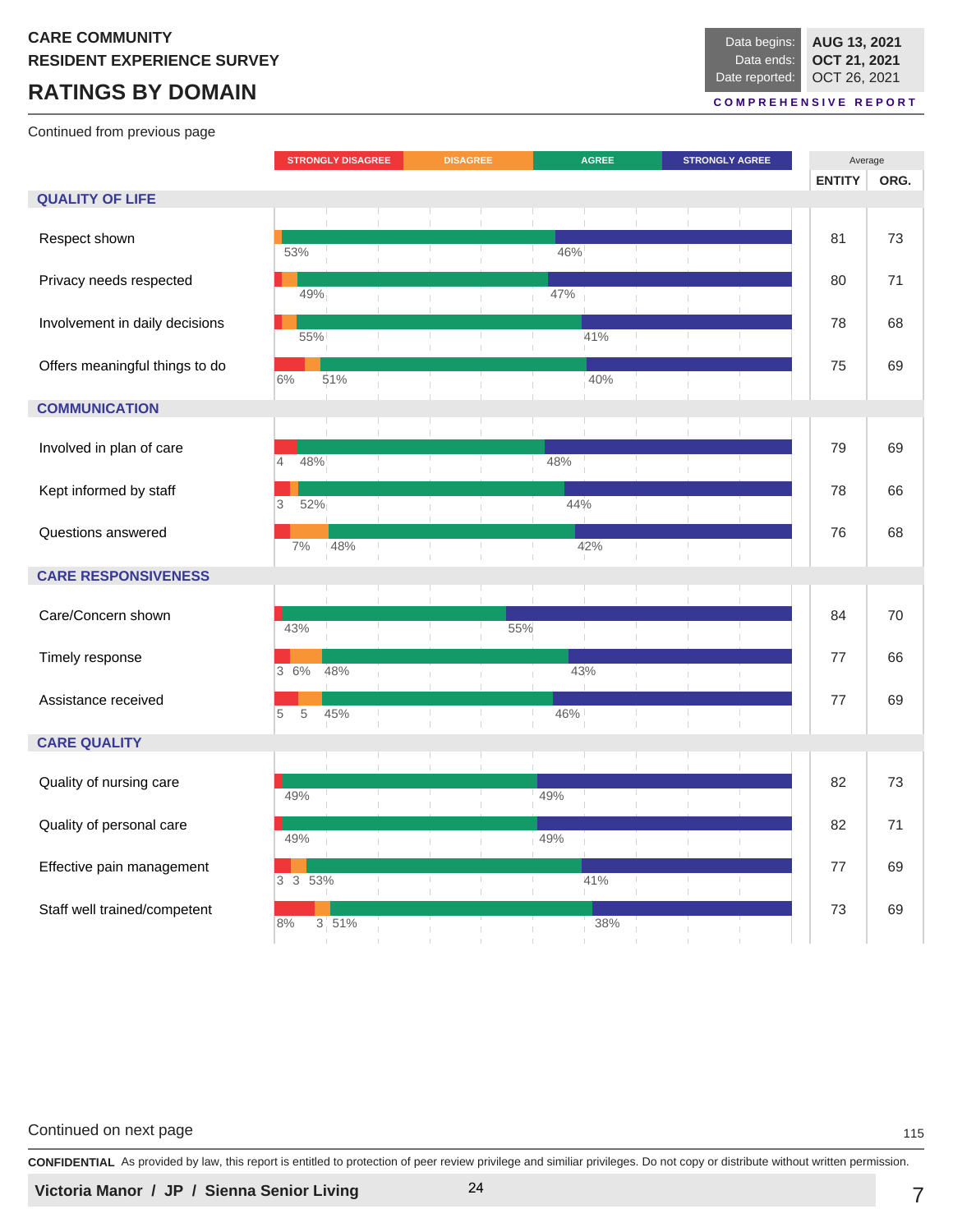CARE COMMUNITY
RESIDENT EXPERIENCE SURVEY

# RATINGS BY DOMAIN

Data begins: AUG 13, 2021
Data ends: OCT 21, 2021
Date reported: OCT 26, 2021

COMPREHENSIVE REPORT

Continued from previous page

| | Strongly Disagree | Disagree | Agree | Strongly Agree | Average: Entity | Average: Org. |
|---|---|---|---|---|---|---|
| **QUALITY OF LIFE** | | | | | | |
| Respect shown | | | 53% | 46% | 81 | 73 |
| Privacy needs respected | | | 49% | 47% | 80 | 71 |
| Involvement in daily decisions | | | 55% | 41% | 78 | 68 |
| Offers meaningful things to do | 6% | | 51% | 40% | 75 | 69 |
| **COMMUNICATION** | | | | | | |
| Involved in plan of care | 4 | | 48% | 48% | 79 | 69 |
| Kept informed by staff | 3 | | 52% | 44% | 78 | 66 |
| Questions answered | | 7% | 48% | 42% | 76 | 68 |
| **CARE RESPONSIVENESS** | | | | | | |
| Care/Concern shown | | | 43% | 55% | 84 | 70 |
| Timely response | 3 | 6% | 48% | 43% | 77 | 66 |
| Assistance received | 5 | 5 | 45% | 46% | 77 | 69 |
| **CARE QUALITY** | | | | | | |
| Quality of nursing care | | | 49% | 49% | 82 | 73 |
| Quality of personal care | | | 49% | 49% | 82 | 71 |
| Effective pain management | 3 | 3 | 53% | 41% | 77 | 69 |
| Staff well trained/competent | 8% | 3 | 51% | 38% | 73 | 69 |

Continued on next page

**CONFIDENTIAL** As provided by law, this report is entitled to protection of peer review privilege and similiar privileges. Do not copy or distribute without written permission.

**Victoria Manor / JP / Sienna Senior Living**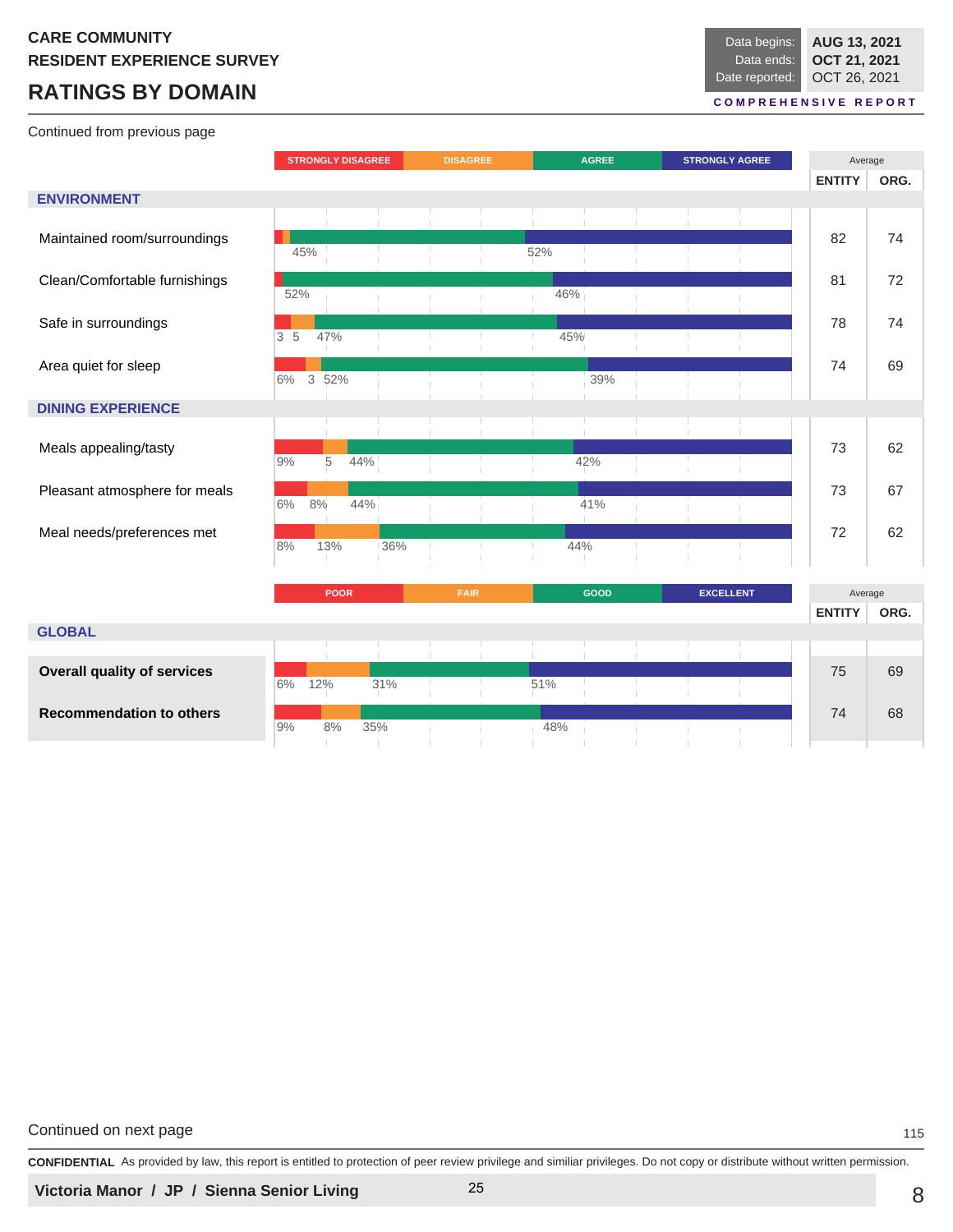CARE COMMUNITY
RESIDENT EXPERIENCE SURVEY

# RATINGS BY DOMAIN

Data begins: AUG 13, 2021
Data ends: OCT 21, 2021
Date reported: OCT 26, 2021

COMPREHENSIVE REPORT

Continued from previous page

| | STRONGLY DISAGREE | DISAGREE | AGREE | STRONGLY AGREE | Average ENTITY | Average ORG. |
|---|---|---|---|---|---|---|
| **ENVIRONMENT** | | | | | | |
| Maintained room/surroundings | | | 45% | 52% | 82 | 74 |
| Clean/Comfortable furnishings | | | 52% | 46% | 81 | 72 |
| Safe in surroundings | 3 | 5 | 47% | 45% | 78 | 74 |
| Area quiet for sleep | 6% | 3 | 52% | 39% | 74 | 69 |
| **DINING EXPERIENCE** | | | | | | |
| Meals appealing/tasty | 9% | 5 | 44% | 42% | 73 | 62 |
| Pleasant atmosphere for meals | 6% | 8% | 44% | 41% | 73 | 67 |
| Meal needs/preferences met | 8% | 13% | 36% | 44% | 72 | 62 |

| | POOR | FAIR | GOOD | EXCELLENT | Average ENTITY | Average ORG. |
|---|---|---|---|---|---|---|
| **GLOBAL** | | | | | | |
| **Overall quality of services** | 6% | 12% | 31% | 51% | 75 | 69 |
| **Recommendation to others** | 9% | 8% | 35% | 48% | 74 | 68 |

Continued on next page

**CONFIDENTIAL** As provided by law, this report is entitled to protection of peer review privilege and similiar privileges. Do not copy or distribute without written permission.

**Victoria Manor / JP / Sienna Senior Living**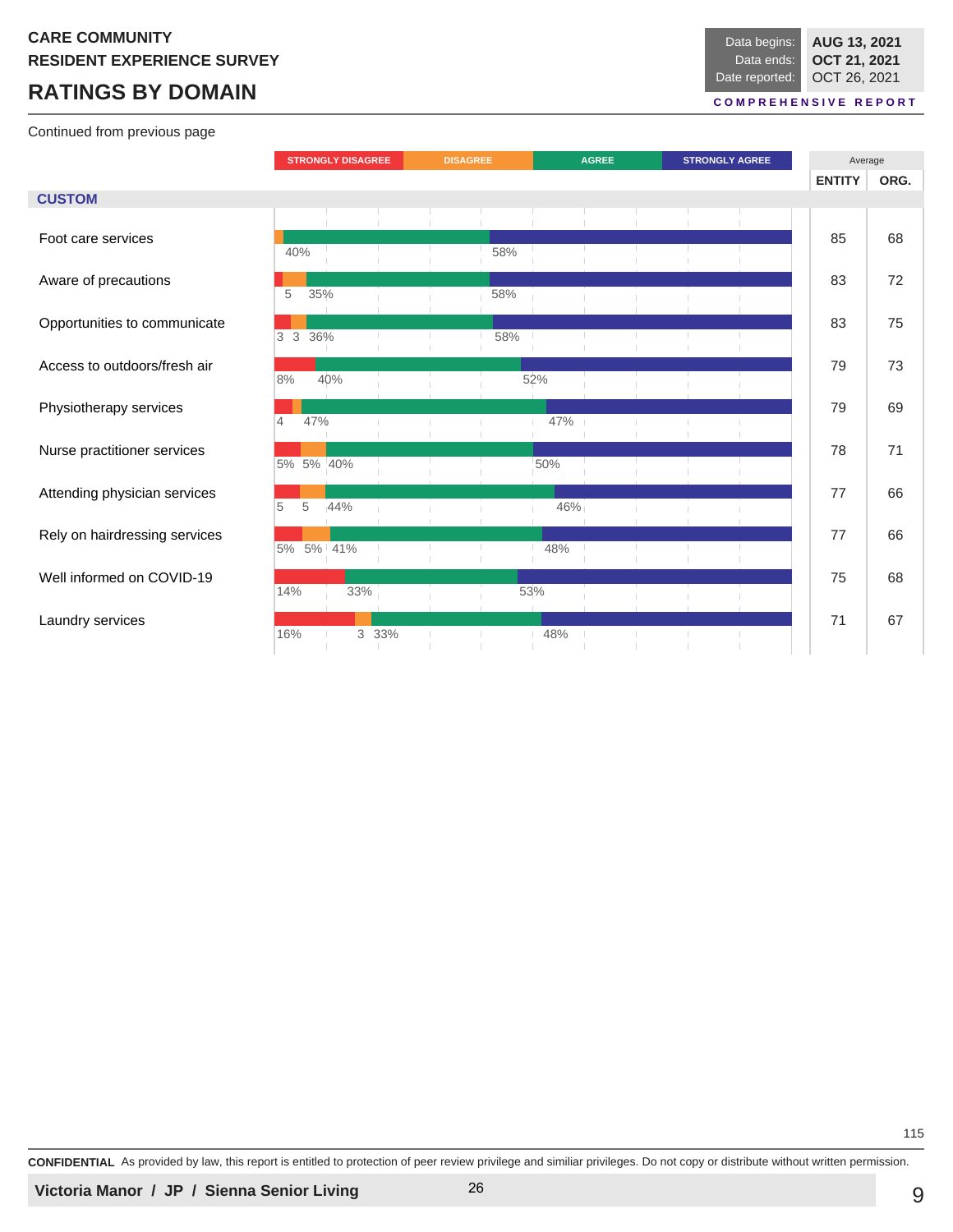**CARE COMMUNITY**
**RESIDENT EXPERIENCE SURVEY**

# RATINGS BY DOMAIN

| Data begins: | AUG 13, 2021 |
|---|---|
| Data ends: | OCT 21, 2021 |
| Date reported: | OCT 26, 2021 |

**COMPREHENSIVE REPORT**

Continued from previous page

## CUSTOM

| Item | Strongly Disagree | Disagree | Agree | Strongly Agree | Average ENTITY | Average ORG. |
|---|---|---|---|---|---|---|
| Foot care services | | | 40% | 58% | 85 | 68 |
| Aware of precautions | | 5 | 35% | 58% | 83 | 72 |
| Opportunities to communicate | 3 | 3 | 36% | 58% | 83 | 75 |
| Access to outdoors/fresh air | 8% | | 40% | 52% | 79 | 73 |
| Physiotherapy services | 4 | | 47% | 47% | 79 | 69 |
| Nurse practitioner services | 5% | 5% | 40% | 50% | 78 | 71 |
| Attending physician services | 5 | 5 | 44% | 46% | 77 | 66 |
| Rely on hairdressing services | 5% | 5% | 41% | 48% | 77 | 66 |
| Well informed on COVID-19 | 14% | | 33% | 53% | 75 | 68 |
| Laundry services | 16% | 3 | 33% | 48% | 71 | 67 |

**CONFIDENTIAL** As provided by law, this report is entitled to protection of peer review privilege and similiar privileges. Do not copy or distribute without written permission.

**Victoria Manor / JP / Sienna Senior Living**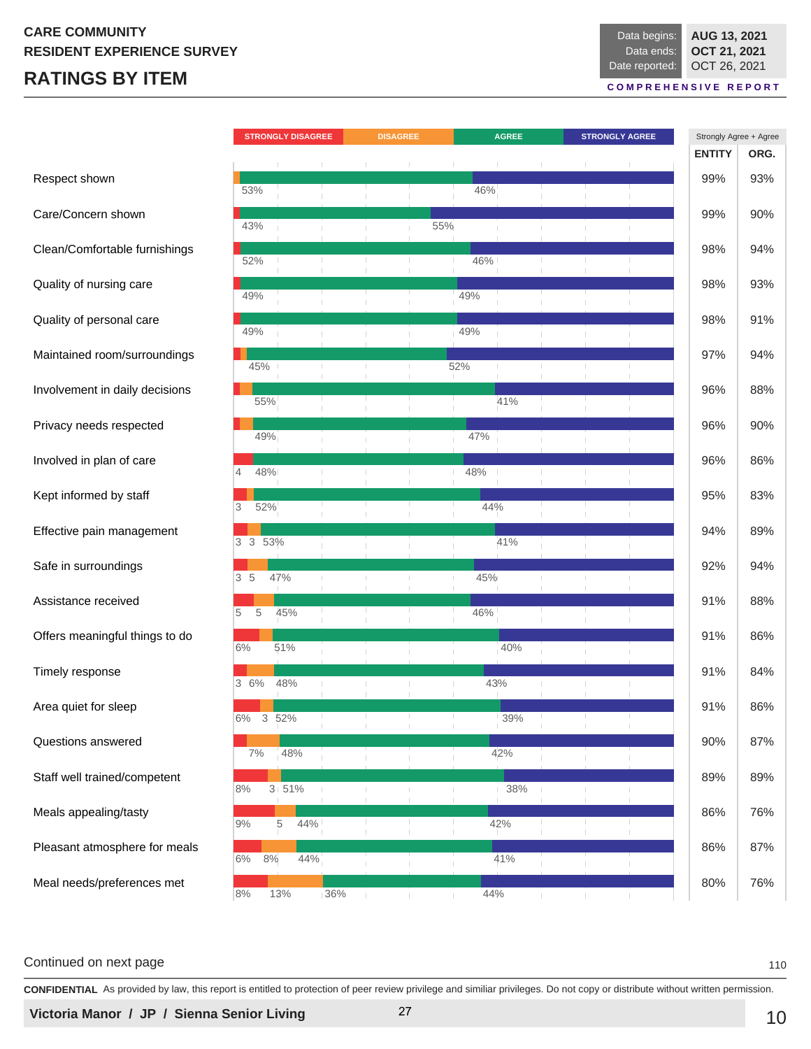CARE COMMUNITY
RESIDENT EXPERIENCE SURVEY

# RATINGS BY ITEM

| Data begins: | AUG 13, 2021 |
|---|---|
| Data ends: | OCT 21, 2021 |
| Date reported: | OCT 26, 2021 |

COMPREHENSIVE REPORT

| Item | Strongly Disagree | Disagree | Agree | Strongly Agree | Strongly Agree + Agree: ENTITY | Strongly Agree + Agree: ORG. |
|---|---|---|---|---|---|---|
| Respect shown | | | 53% | 46% | 99% | 93% |
| Care/Concern shown | | | 43% | 55% | 99% | 90% |
| Clean/Comfortable furnishings | | | 52% | 46% | 98% | 94% |
| Quality of nursing care | | | 49% | 49% | 98% | 93% |
| Quality of personal care | | | 49% | 49% | 98% | 91% |
| Maintained room/surroundings | | | 45% | 52% | 97% | 94% |
| Involvement in daily decisions | | | 55% | 41% | 96% | 88% |
| Privacy needs respected | | | 49% | 47% | 96% | 90% |
| Involved in plan of care | 4 | | 48% | 48% | 96% | 86% |
| Kept informed by staff | 3 | | 52% | 44% | 95% | 83% |
| Effective pain management | 3 | 3 | 53% | 41% | 94% | 89% |
| Safe in surroundings | 3 | 5 | 47% | 45% | 92% | 94% |
| Assistance received | 5 | 5 | 45% | 46% | 91% | 88% |
| Offers meaningful things to do | 6% | | 51% | 40% | 91% | 86% |
| Timely response | 3 | 6% | 48% | 43% | 91% | 84% |
| Area quiet for sleep | 6% | 3 | 52% | 39% | 91% | 86% |
| Questions answered | | 7% | 48% | 42% | 90% | 87% |
| Staff well trained/competent | 8% | 3 | 51% | 38% | 89% | 89% |
| Meals appealing/tasty | 9% | 5 | 44% | 42% | 86% | 76% |
| Pleasant atmosphere for meals | 6% | 8% | 44% | 41% | 86% | 87% |
| Meal needs/preferences met | 8% | 13% | 36% | 44% | 80% | 76% |

Continued on next page

110

**CONFIDENTIAL** As provided by law, this report is entitled to protection of peer review privilege and similiar privileges. Do not copy or distribute without written permission.

**Victoria Manor / JP / Sienna Senior Living**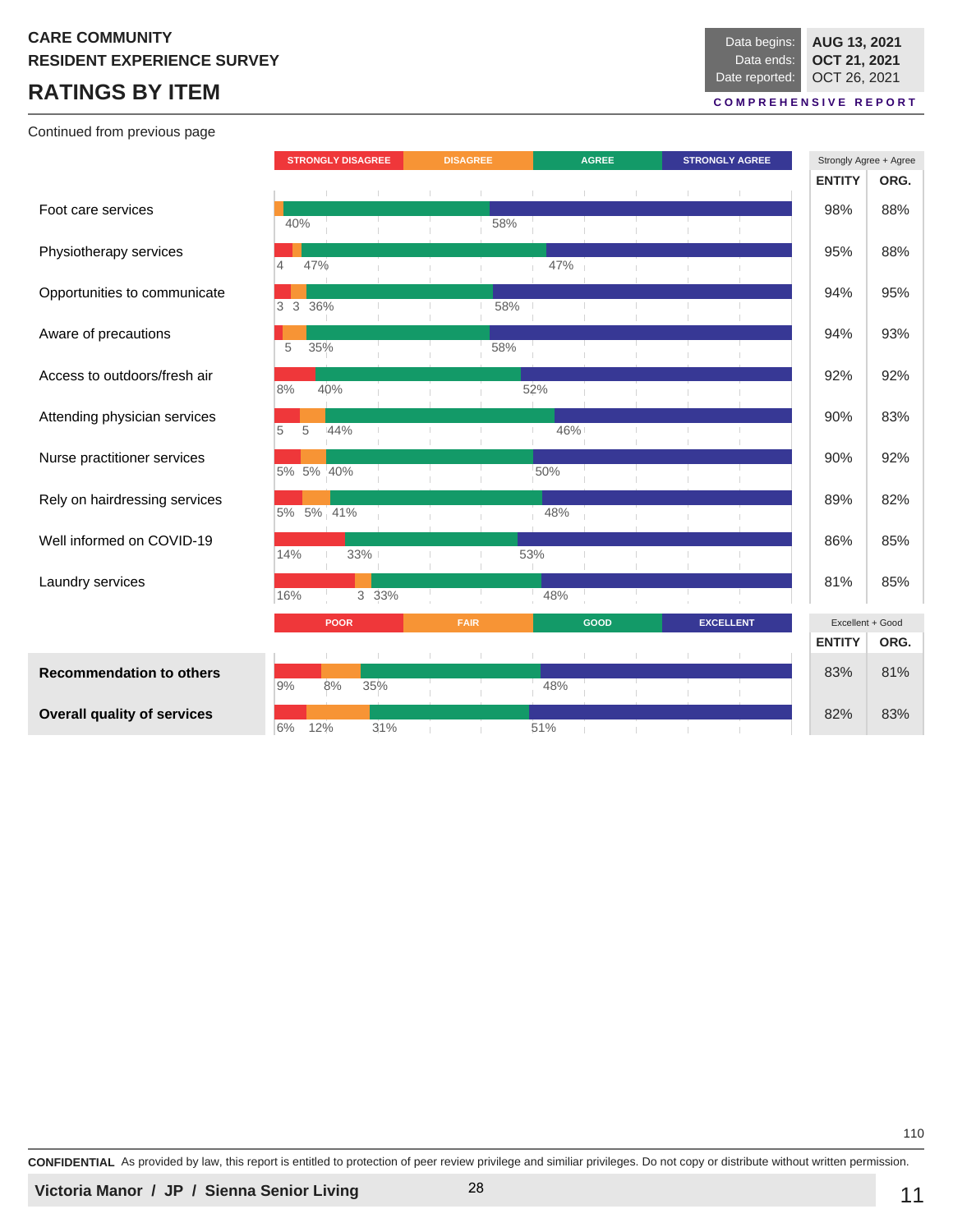**CARE COMMUNITY**
**RESIDENT EXPERIENCE SURVEY**

# RATINGS BY ITEM

| Data begins: | AUG 13, 2021 |
|---|---|
| Data ends: | OCT 21, 2021 |
| Date reported: | OCT 26, 2021 |

COMPREHENSIVE REPORT

Continued from previous page

| Item | Strongly Disagree | Disagree | Agree | Strongly Agree | Strongly Agree + Agree ENTITY | Strongly Agree + Agree ORG. |
|---|---|---|---|---|---|---|
| Foot care services | | | 40% | 58% | 98% | 88% |
| Physiotherapy services | 4 | | 47% | 47% | 95% | 88% |
| Opportunities to communicate | 3 | 3 | 36% | 58% | 94% | 95% |
| Aware of precautions | | 5 | 35% | 58% | 94% | 93% |
| Access to outdoors/fresh air | 8% | | 40% | 52% | 92% | 92% |
| Attending physician services | 5 | 5 | 44% | 46% | 90% | 83% |
| Nurse practitioner services | 5% | 5% | 40% | 50% | 90% | 92% |
| Rely on hairdressing services | 5% | 5% | 41% | 48% | 89% | 82% |
| Well informed on COVID-19 | 14% | | 33% | 53% | 86% | 85% |
| Laundry services | 16% | 3 | 33% | 48% | 81% | 85% |

| Item | Poor | Fair | Good | Excellent | Excellent + Good ENTITY | Excellent + Good ORG. |
|---|---|---|---|---|---|---|
| **Recommendation to others** | 9% | 8% | 35% | 48% | 83% | 81% |
| **Overall quality of services** | 6% | 12% | 31% | 51% | 82% | 83% |

110

**CONFIDENTIAL** As provided by law, this report is entitled to protection of peer review privilege and similiar privileges. Do not copy or distribute without written permission.

**Victoria Manor / JP / Sienna Senior Living**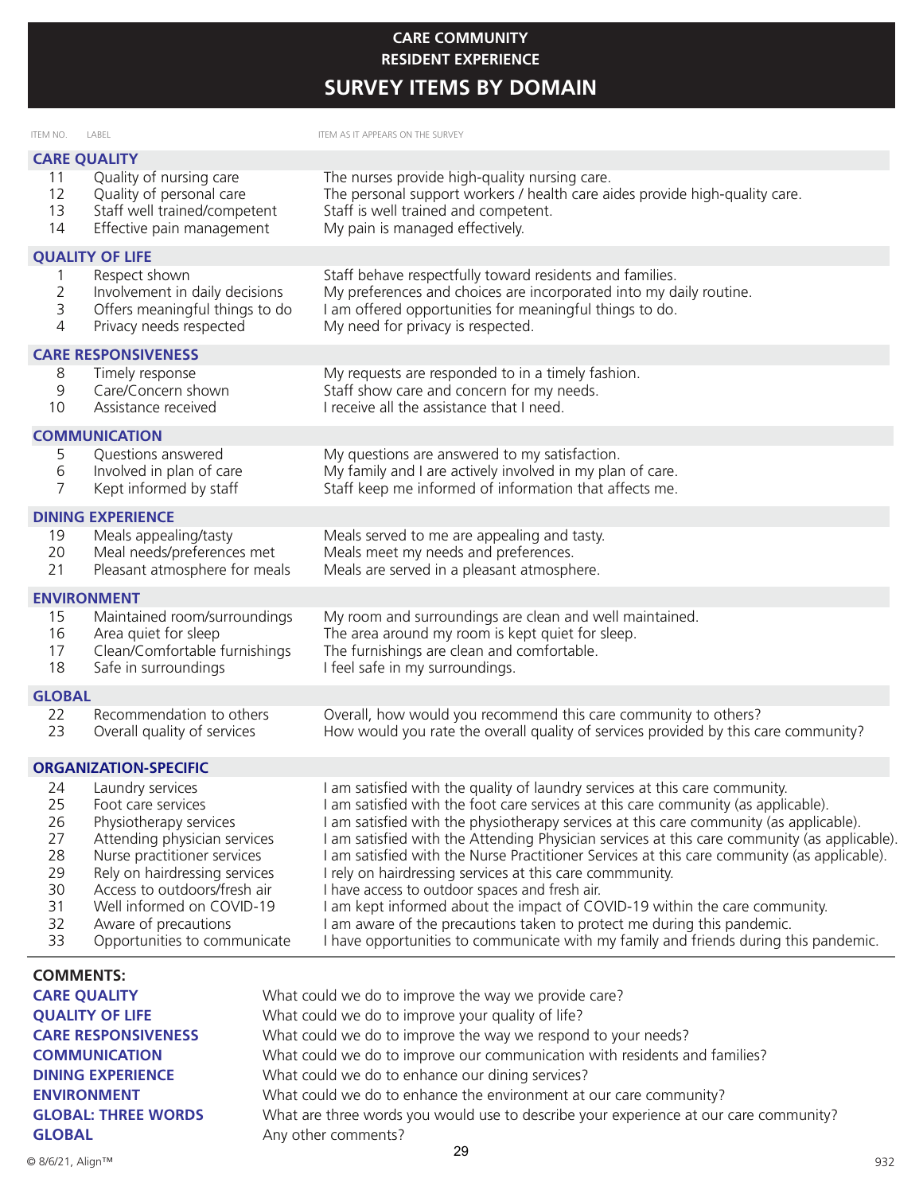# CARE COMMUNITY RESIDENT EXPERIENCE

## SURVEY ITEMS BY DOMAIN

| ITEM NO. | LABEL | ITEM AS IT APPEARS ON THE SURVEY |
|---|---|---|
| **CARE QUALITY** | | |
| 11 | Quality of nursing care | The nurses provide high-quality nursing care. |
| 12 | Quality of personal care | The personal support workers / health care aides provide high-quality care. |
| 13 | Staff well trained/competent | Staff is well trained and competent. |
| 14 | Effective pain management | My pain is managed effectively. |
| **QUALITY OF LIFE** | | |
| 1 | Respect shown | Staff behave respectfully toward residents and families. |
| 2 | Involvement in daily decisions | My preferences and choices are incorporated into my daily routine. |
| 3 | Offers meaningful things to do | I am offered opportunities for meaningful things to do. |
| 4 | Privacy needs respected | My need for privacy is respected. |
| **CARE RESPONSIVENESS** | | |
| 8 | Timely response | My requests are responded to in a timely fashion. |
| 9 | Care/Concern shown | Staff show care and concern for my needs. |
| 10 | Assistance received | I receive all the assistance that I need. |
| **COMMUNICATION** | | |
| 5 | Questions answered | My questions are answered to my satisfaction. |
| 6 | Involved in plan of care | My family and I are actively involved in my plan of care. |
| 7 | Kept informed by staff | Staff keep me informed of information that affects me. |
| **DINING EXPERIENCE** | | |
| 19 | Meals appealing/tasty | Meals served to me are appealing and tasty. |
| 20 | Meal needs/preferences met | Meals meet my needs and preferences. |
| 21 | Pleasant atmosphere for meals | Meals are served in a pleasant atmosphere. |
| **ENVIRONMENT** | | |
| 15 | Maintained room/surroundings | My room and surroundings are clean and well maintained. |
| 16 | Area quiet for sleep | The area around my room is kept quiet for sleep. |
| 17 | Clean/Comfortable furnishings | The furnishings are clean and comfortable. |
| 18 | Safe in surroundings | I feel safe in my surroundings. |
| **GLOBAL** | | |
| 22 | Recommendation to others | Overall, how would you recommend this care community to others? |
| 23 | Overall quality of services | How would you rate the overall quality of services provided by this care community? |
| **ORGANIZATION-SPECIFIC** | | |
| 24 | Laundry services | I am satisfied with the quality of laundry services at this care community. |
| 25 | Foot care services | I am satisfied with the foot care services at this care community (as applicable). |
| 26 | Physiotherapy services | I am satisfied with the physiotherapy services at this care community (as applicable). |
| 27 | Attending physician services | I am satisfied with the Attending Physician services at this care community (as applicable). |
| 28 | Nurse practitioner services | I am satisfied with the Nurse Practitioner Services at this care community (as applicable). |
| 29 | Rely on hairdressing services | I rely on hairdressing services at this care commmunity. |
| 30 | Access to outdoors/fresh air | I have access to outdoor spaces and fresh air. |
| 31 | Well informed on COVID-19 | I am kept informed about the impact of COVID-19 within the care community. |
| 32 | Aware of precautions | I am aware of the precautions taken to protect me during this pandemic. |
| 33 | Opportunities to communicate | I have opportunities to communicate with my family and friends during this pandemic. |

**COMMENTS:**

| | |
|---|---|
| **CARE QUALITY** | What could we do to improve the way we provide care? |
| **QUALITY OF LIFE** | What could we do to improve your quality of life? |
| **CARE RESPONSIVENESS** | What could we do to improve the way we respond to your needs? |
| **COMMUNICATION** | What could we do to improve our communication with residents and families? |
| **DINING EXPERIENCE** | What could we do to enhance our dining services? |
| **ENVIRONMENT** | What could we do to enhance the environment at our care community? |
| **GLOBAL: THREE WORDS** | What are three words you would use to describe your experience at our care community? |
| **GLOBAL** | Any other comments? |

© 8/6/21, Align™ 932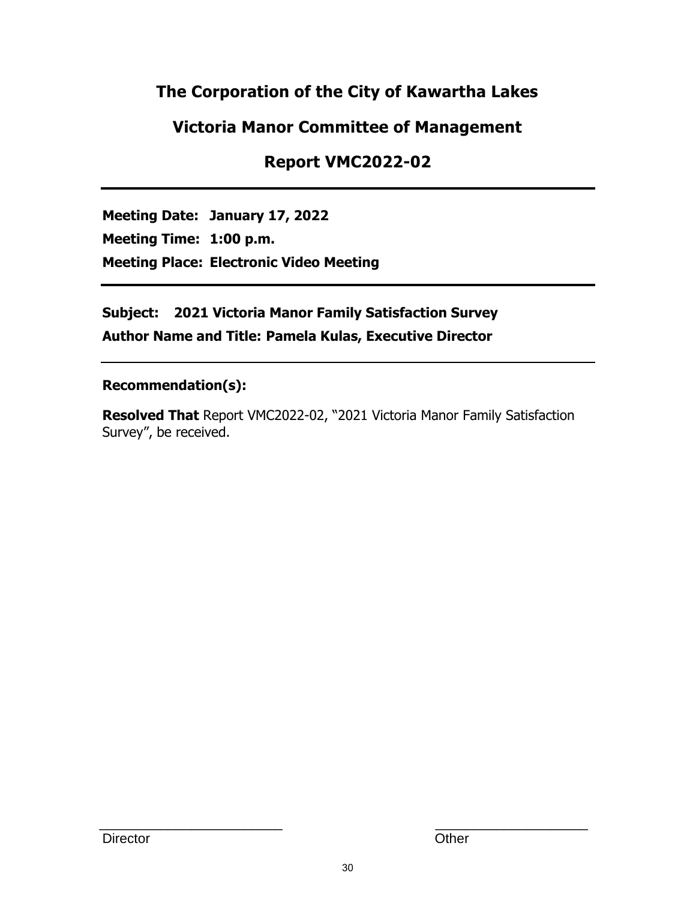# The Corporation of the City of Kawartha Lakes

## Victoria Manor Committee of Management

## Report VMC2022-02

---

**Meeting Date: January 17, 2022**

**Meeting Time: 1:00 p.m.**

**Meeting Place: Electronic Video Meeting**

---

**Subject: 2021 Victoria Manor Family Satisfaction Survey**

**Author Name and Title: Pamela Kulas, Executive Director**

---

**Recommendation(s):**

**Resolved That** Report VMC2022-02, "2021 Victoria Manor Family Satisfaction Survey", be received.

\_\_\_\_\_\_\_\_\_\_\_\_\_\_\_\_\_\_\_\_\_\_\_\_\_
Director

\_\_\_\_\_\_\_\_\_\_\_\_\_\_\_\_\_\_\_\_\_\_\_\_\_
Other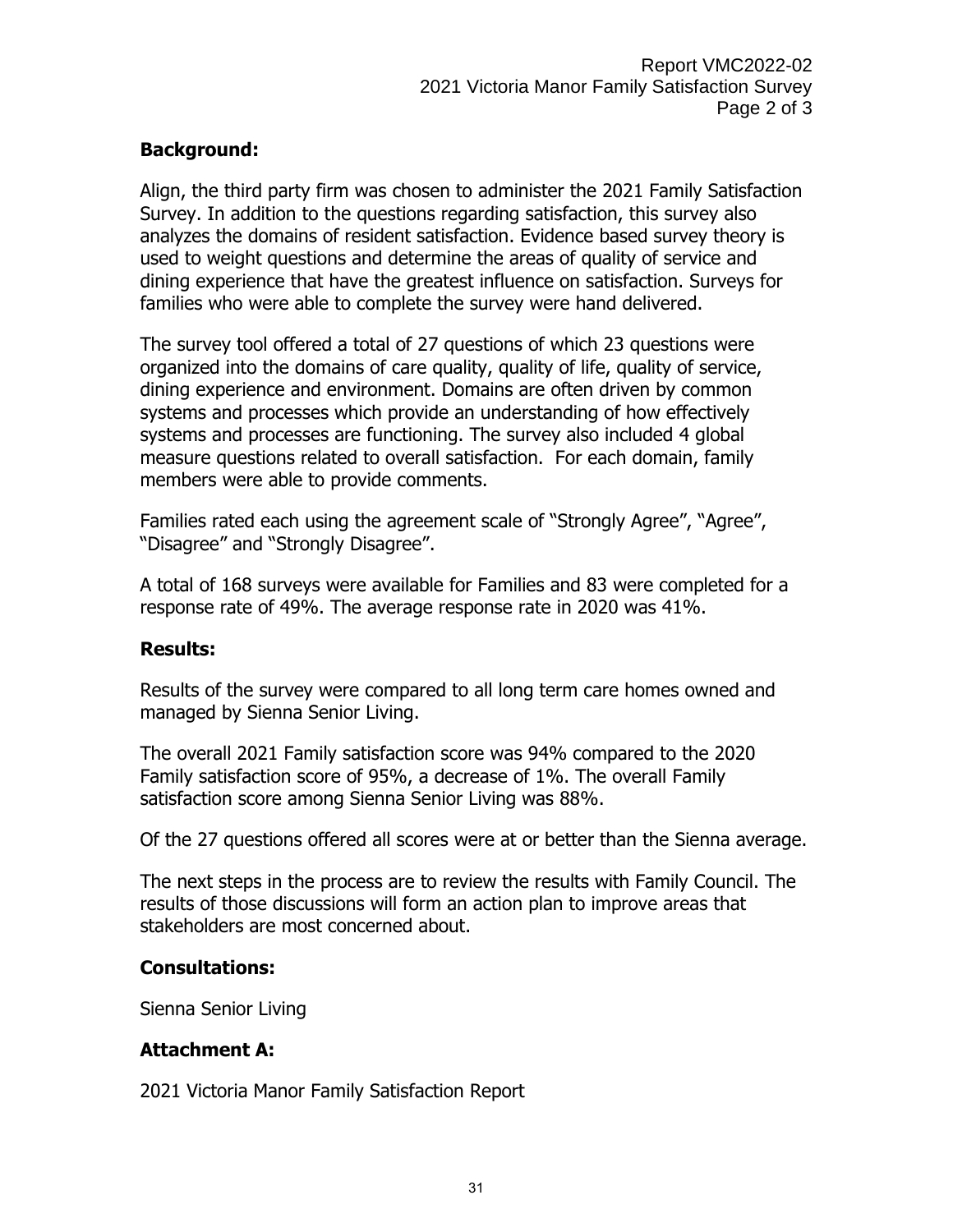## Background:

Align, the third party firm was chosen to administer the 2021 Family Satisfaction Survey. In addition to the questions regarding satisfaction, this survey also analyzes the domains of resident satisfaction. Evidence based survey theory is used to weight questions and determine the areas of quality of service and dining experience that have the greatest influence on satisfaction. Surveys for families who were able to complete the survey were hand delivered.

The survey tool offered a total of 27 questions of which 23 questions were organized into the domains of care quality, quality of life, quality of service, dining experience and environment. Domains are often driven by common systems and processes which provide an understanding of how effectively systems and processes are functioning. The survey also included 4 global measure questions related to overall satisfaction. For each domain, family members were able to provide comments.

Families rated each using the agreement scale of "Strongly Agree", "Agree", "Disagree" and "Strongly Disagree".

A total of 168 surveys were available for Families and 83 were completed for a response rate of 49%. The average response rate in 2020 was 41%.

## Results:

Results of the survey were compared to all long term care homes owned and managed by Sienna Senior Living.

The overall 2021 Family satisfaction score was 94% compared to the 2020 Family satisfaction score of 95%, a decrease of 1%. The overall Family satisfaction score among Sienna Senior Living was 88%.

Of the 27 questions offered all scores were at or better than the Sienna average.

The next steps in the process are to review the results with Family Council. The results of those discussions will form an action plan to improve areas that stakeholders are most concerned about.

## Consultations:

Sienna Senior Living

## Attachment A:

2021 Victoria Manor Family Satisfaction Report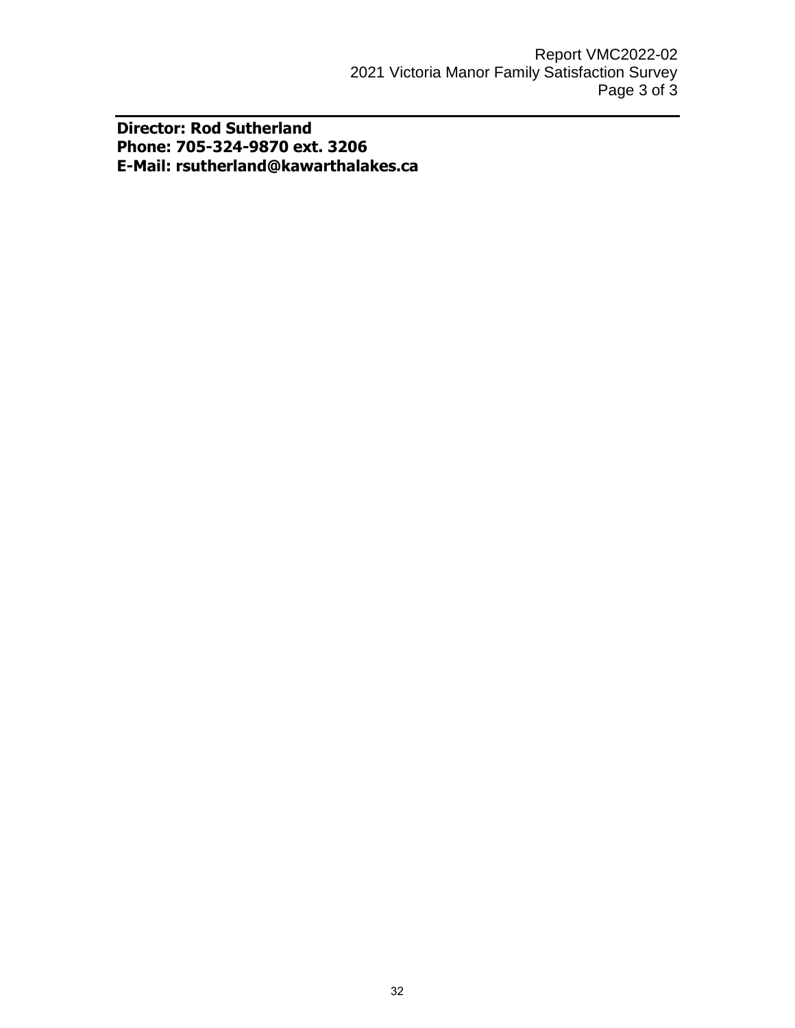**Director: Rod Sutherland**
**Phone: 705-324-9870 ext. 3206**
**E-Mail: rsutherland@kawarthalakes.ca**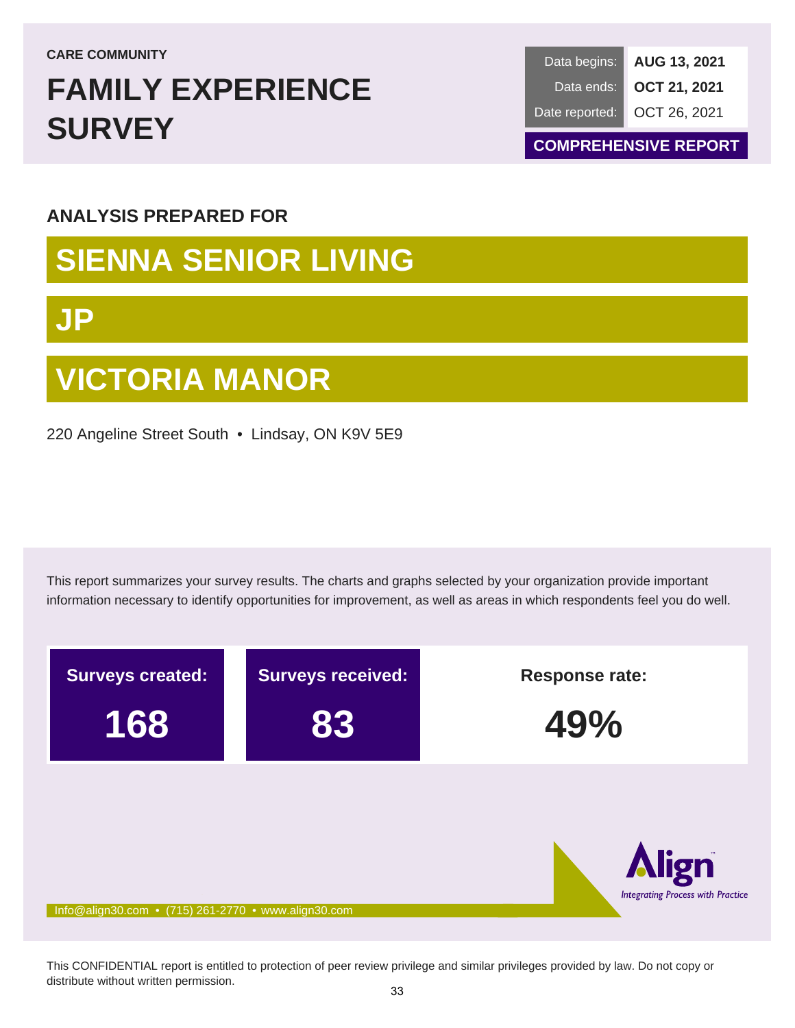CARE COMMUNITY

# FAMILY EXPERIENCE SURVEY

| Data begins: | **AUG 13, 2021** |
| --- | --- |
| Data ends: | **OCT 21, 2021** |
| Date reported: | OCT 26, 2021 |

**COMPREHENSIVE REPORT**

## ANALYSIS PREPARED FOR

# SIENNA SENIOR LIVING

# JP

# VICTORIA MANOR

220 Angeline Street South • Lindsay, ON K9V 5E9

This report summarizes your survey results. The charts and graphs selected by your organization provide important information necessary to identify opportunities for improvement, as well as areas in which respondents feel you do well.

| Surveys created: | Surveys received: | Response rate: |
| --- | --- | --- |
| **168** | **83** | **49%** |

Align™ *Integrating Process with Practice*

Info@align30.com • (715) 261-2770 • www.align30.com

This CONFIDENTIAL report is entitled to protection of peer review privilege and similar privileges provided by law. Do not copy or distribute without written permission.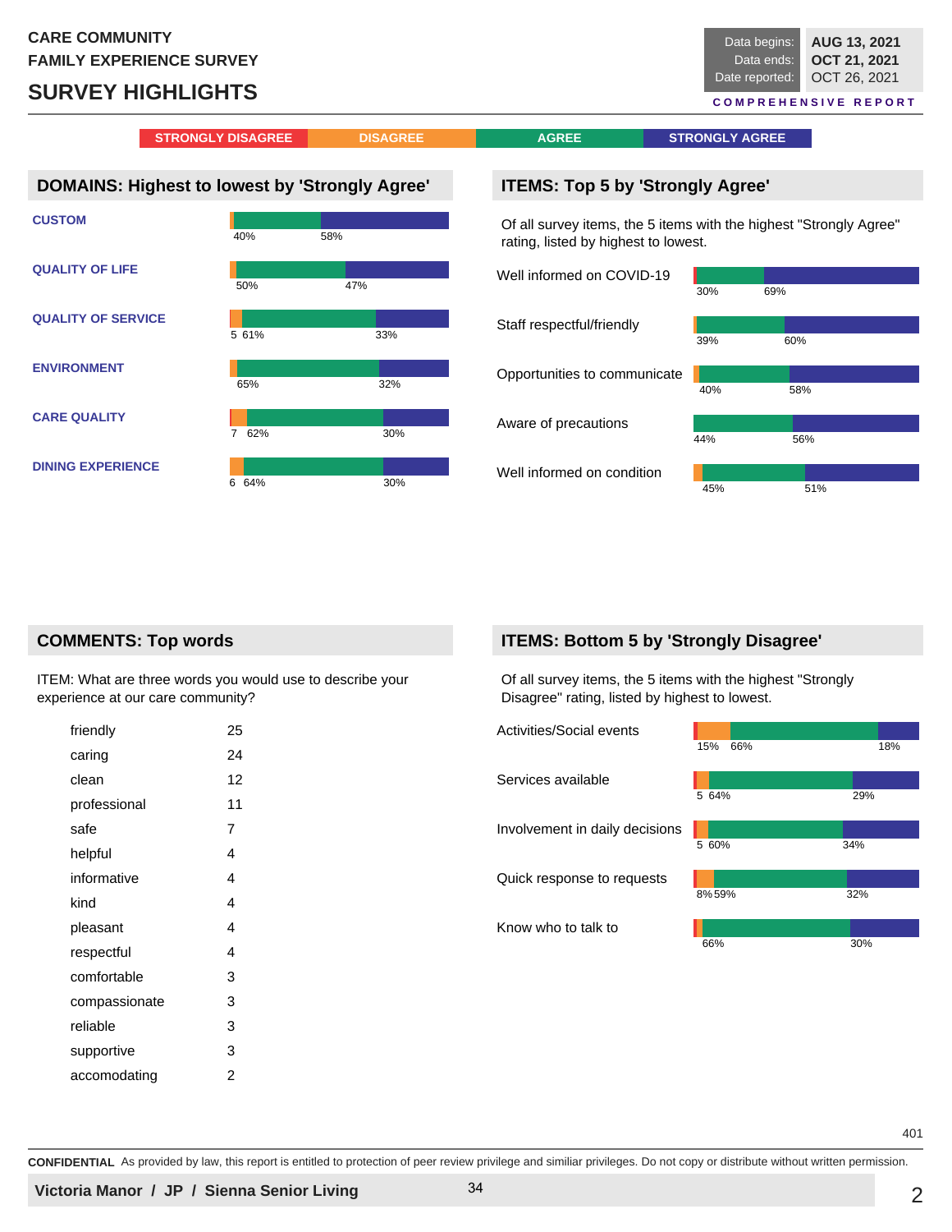CARE COMMUNITY
FAMILY EXPERIENCE SURVEY

# SURVEY HIGHLIGHTS

| Data begins: | AUG 13, 2021 |
|---|---|
| Data ends: | OCT 21, 2021 |
| Date reported: | OCT 26, 2021 |

COMPREHENSIVE REPORT

STRONGLY DISAGREE | DISAGREE | AGREE | STRONGLY AGREE

## DOMAINS: Highest to lowest by 'Strongly Agree'

| Domain | Strongly Disagree | Disagree | Agree | Strongly Agree |
|---|---|---|---|---|
| CUSTOM | | | 40% | 58% |
| QUALITY OF LIFE | | | 50% | 47% |
| QUALITY OF SERVICE | | 5 | 61% | 33% |
| ENVIRONMENT | | | 65% | 32% |
| CARE QUALITY | | 7 | 62% | 30% |
| DINING EXPERIENCE | | 6 | 64% | 30% |

## ITEMS: Top 5 by 'Strongly Agree'

Of all survey items, the 5 items with the highest "Strongly Agree" rating, listed by highest to lowest.

| Item | Strongly Disagree | Disagree | Agree | Strongly Agree |
|---|---|---|---|---|
| Well informed on COVID-19 | | | 30% | 69% |
| Staff respectful/friendly | | | 39% | 60% |
| Opportunities to communicate | | | 40% | 58% |
| Aware of precautions | | | 44% | 56% |
| Well informed on condition | | | 45% | 51% |

## COMMENTS: Top words

ITEM: What are three words you would use to describe your experience at our care community?

| Word | Count |
|---|---|
| friendly | 25 |
| caring | 24 |
| clean | 12 |
| professional | 11 |
| safe | 7 |
| helpful | 4 |
| informative | 4 |
| kind | 4 |
| pleasant | 4 |
| respectful | 4 |
| comfortable | 3 |
| compassionate | 3 |
| reliable | 3 |
| supportive | 3 |
| accomodating | 2 |

## ITEMS: Bottom 5 by 'Strongly Disagree'

Of all survey items, the 5 items with the highest "Strongly Disagree" rating, listed by highest to lowest.

| Item | Strongly Disagree | Disagree | Agree | Strongly Agree |
|---|---|---|---|---|
| Activities/Social events | | 15% | 66% | 18% |
| Services available | | 5 | 64% | 29% |
| Involvement in daily decisions | | 5 | 60% | 34% |
| Quick response to requests | | 8% | 59% | 32% |
| Know who to talk to | | | 66% | 30% |

401

**CONFIDENTIAL** As provided by law, this report is entitled to protection of peer review privilege and similiar privileges. Do not copy or distribute without written permission.

**Victoria Manor / JP / Sienna Senior Living**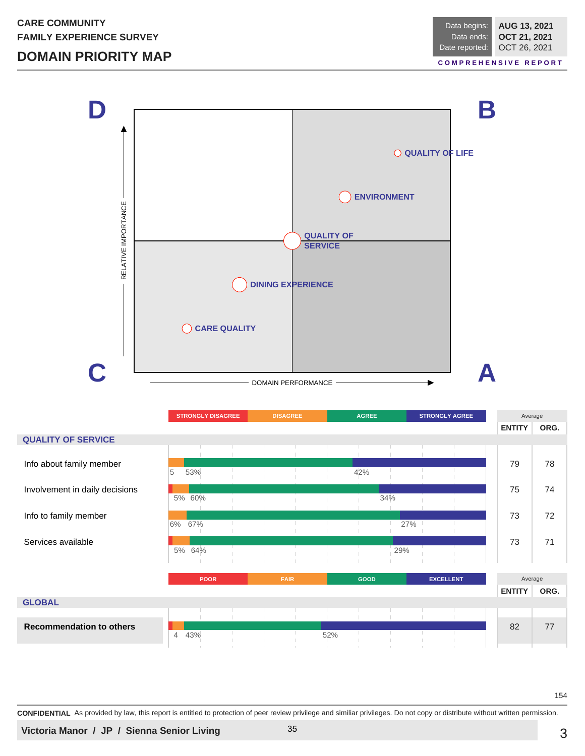CARE COMMUNITY
FAMILY EXPERIENCE SURVEY

# DOMAIN PRIORITY MAP

| | |
|---|---|
| Data begins: | AUG 13, 2021 |
| Data ends: | OCT 21, 2021 |
| Date reported: | OCT 26, 2021 |

COMPREHENSIVE REPORT

D | B
C | A

RELATIVE IMPORTANCE

DOMAIN PERFORMANCE

- QUALITY OF LIFE
- ENVIRONMENT
- QUALITY OF SERVICE
- DINING EXPERIENCE
- CARE QUALITY

| | STRONGLY DISAGREE | DISAGREE | AGREE | STRONGLY AGREE | ENTITY Average | ORG. Average |
|---|---|---|---|---|---|---|
| **QUALITY OF SERVICE** | | | | | | |
| Info about family member | | 5 | 53% | 42% | 79 | 78 |
| Involvement in daily decisions | | 5% | 60% | 34% | 75 | 74 |
| Info to family member | | 6% | 67% | 27% | 73 | 72 |
| Services available | | 5% | 64% | 29% | 73 | 71 |

| | POOR | FAIR | GOOD | EXCELLENT | ENTITY Average | ORG. Average |
|---|---|---|---|---|---|---|
| **GLOBAL** | | | | | | |
| **Recommendation to others** | | 4 | 43% | 52% | 82 | 77 |

154

**CONFIDENTIAL** As provided by law, this report is entitled to protection of peer review privilege and similiar privileges. Do not copy or distribute without written permission.

**Victoria Manor / JP / Sienna Senior Living**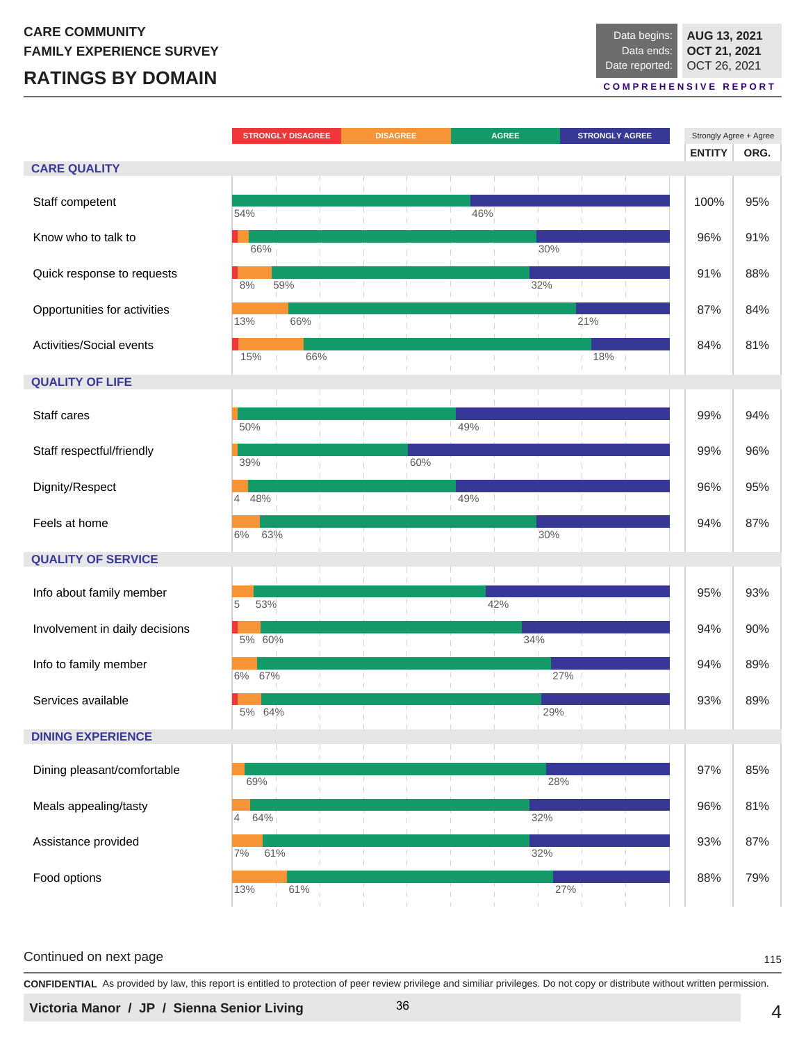CARE COMMUNITY
FAMILY EXPERIENCE SURVEY

# RATINGS BY DOMAIN

| Data begins: | AUG 13, 2021 |
|---|---|
| Data ends: | OCT 21, 2021 |
| Date reported: | OCT 26, 2021 |

**COMPREHENSIVE REPORT**

Legend: STRONGLY DISAGREE, DISAGREE, AGREE, STRONGLY AGREE

| Item | Disagree | Agree | Strongly Agree | ENTITY (Strongly Agree + Agree) | ORG. (Strongly Agree + Agree) |
|---|---|---|---|---|---|
| **CARE QUALITY** | | | | | |
| Staff competent | | 54% | 46% | 100% | 95% |
| Know who to talk to | | 66% | 30% | 96% | 91% |
| Quick response to requests | 8% | 59% | 32% | 91% | 88% |
| Opportunities for activities | 13% | 66% | 21% | 87% | 84% |
| Activities/Social events | 15% | 66% | 18% | 84% | 81% |
| **QUALITY OF LIFE** | | | | | |
| Staff cares | | 50% | 49% | 99% | 94% |
| Staff respectful/friendly | | 39% | 60% | 99% | 96% |
| Dignity/Respect | 4 | 48% | 49% | 96% | 95% |
| Feels at home | 6% | 63% | 30% | 94% | 87% |
| **QUALITY OF SERVICE** | | | | | |
| Info about family member | 5 | 53% | 42% | 95% | 93% |
| Involvement in daily decisions | 5% | 60% | 34% | 94% | 90% |
| Info to family member | 6% | 67% | 27% | 94% | 89% |
| Services available | 5% | 64% | 29% | 93% | 89% |
| **DINING EXPERIENCE** | | | | | |
| Dining pleasant/comfortable | | 69% | 28% | 97% | 85% |
| Meals appealing/tasty | 4 | 64% | 32% | 96% | 81% |
| Assistance provided | 7% | 61% | 32% | 93% | 87% |
| Food options | 13% | 61% | 27% | 88% | 79% |

Continued on next page

**CONFIDENTIAL** As provided by law, this report is entitled to protection of peer review privilege and similiar privileges. Do not copy or distribute without written permission.

**Victoria Manor / JP / Sienna Senior Living**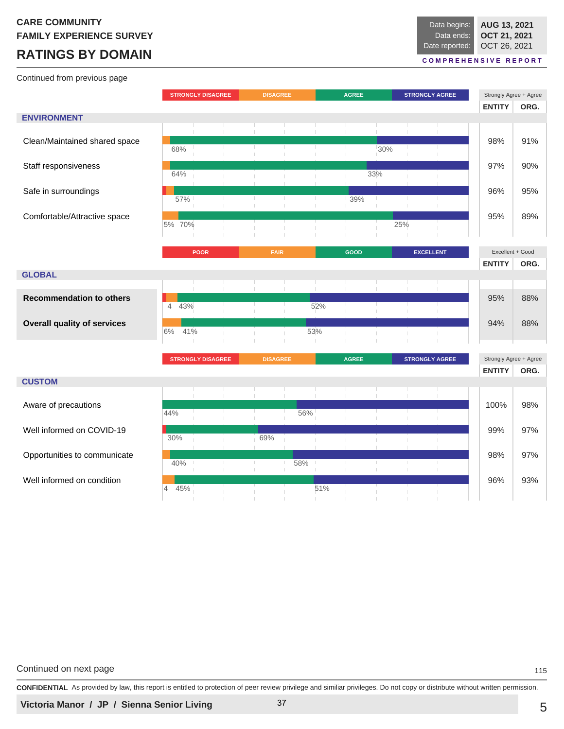CARE COMMUNITY
FAMILY EXPERIENCE SURVEY

# RATINGS BY DOMAIN

| Data begins: | AUG 13, 2021 |
|---|---|
| Data ends: | OCT 21, 2021 |
| Date reported: | OCT 26, 2021 |

COMPREHENSIVE REPORT

Continued from previous page

## ENVIRONMENT

| Item | Strongly Disagree | Disagree | Agree | Strongly Agree | Strongly Agree + Agree: ENTITY | Strongly Agree + Agree: ORG. |
|---|---|---|---|---|---|---|
| Clean/Maintained shared space | | | 68% | 30% | 98% | 91% |
| Staff responsiveness | | | 64% | 33% | 97% | 90% |
| Safe in surroundings | | | 57% | 39% | 96% | 95% |
| Comfortable/Attractive space | | 5% | 70% | 25% | 95% | 89% |

## GLOBAL

| Item | Poor | Fair | Good | Excellent | Excellent + Good: ENTITY | Excellent + Good: ORG. |
|---|---|---|---|---|---|---|
| **Recommendation to others** | | 4 | 43% | 52% | 95% | 88% |
| **Overall quality of services** | | 6% | 41% | 53% | 94% | 88% |

## CUSTOM

| Item | Strongly Disagree | Disagree | Agree | Strongly Agree | Strongly Agree + Agree: ENTITY | Strongly Agree + Agree: ORG. |
|---|---|---|---|---|---|---|
| Aware of precautions | | | 44% | 56% | 100% | 98% |
| Well informed on COVID-19 | | | 30% | 69% | 99% | 97% |
| Opportunities to communicate | | | 40% | 58% | 98% | 97% |
| Well informed on condition | | 4 | 45% | 51% | 96% | 93% |

Continued on next page

**CONFIDENTIAL** As provided by law, this report is entitled to protection of peer review privilege and similiar privileges. Do not copy or distribute without written permission.

**Victoria Manor / JP / Sienna Senior Living**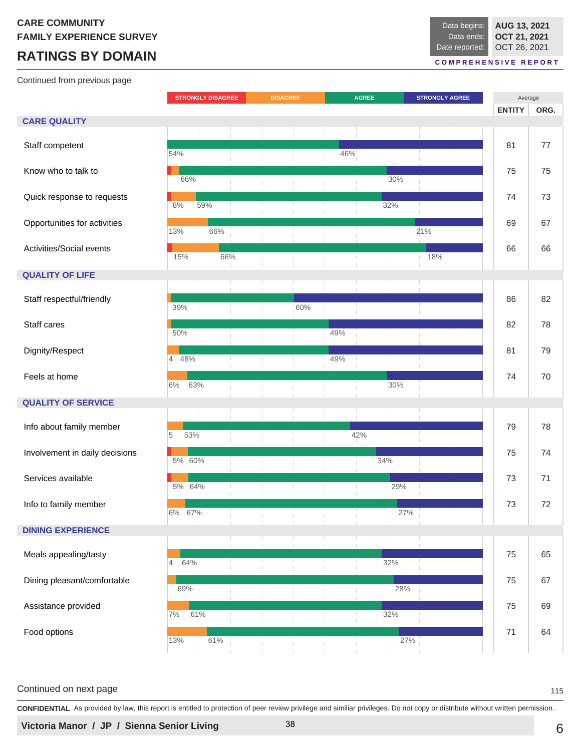CARE COMMUNITY
FAMILY EXPERIENCE SURVEY

# RATINGS BY DOMAIN

| Data begins: | AUG 13, 2021 |
|---|---|
| Data ends: | OCT 21, 2021 |
| Date reported: | OCT 26, 2021 |

COMPREHENSIVE REPORT

Continued from previous page

Legend: STRONGLY DISAGREE | DISAGREE | AGREE | STRONGLY AGREE

| Item | Disagree | Agree | Strongly Agree | Average ENTITY | Average ORG. |
|---|---|---|---|---|---|
| **CARE QUALITY** | | | | | |
| Staff competent | | 54% | 46% | 81 | 77 |
| Know who to talk to | | 66% | 30% | 75 | 75 |
| Quick response to requests | 8% | 59% | 32% | 74 | 73 |
| Opportunities for activities | 13% | 66% | 21% | 69 | 67 |
| Activities/Social events | 15% | 66% | 18% | 66 | 66 |
| **QUALITY OF LIFE** | | | | | |
| Staff respectful/friendly | | 39% | 60% | 86 | 82 |
| Staff cares | | 50% | 49% | 82 | 78 |
| Dignity/Respect | 4 | 48% | 49% | 81 | 79 |
| Feels at home | 6% | 63% | 30% | 74 | 70 |
| **QUALITY OF SERVICE** | | | | | |
| Info about family member | 5 | 53% | 42% | 79 | 78 |
| Involvement in daily decisions | 5% | 60% | 34% | 75 | 74 |
| Services available | 5% | 64% | 29% | 73 | 71 |
| Info to family member | 6% | 67% | 27% | 73 | 72 |
| **DINING EXPERIENCE** | | | | | |
| Meals appealing/tasty | 4 | 64% | 32% | 75 | 65 |
| Dining pleasant/comfortable | | 69% | 28% | 75 | 67 |
| Assistance provided | 7% | 61% | 32% | 75 | 69 |
| Food options | 13% | 61% | 27% | 71 | 64 |

Continued on next page

**CONFIDENTIAL** As provided by law, this report is entitled to protection of peer review privilege and similiar privileges. Do not copy or distribute without written permission.

**Victoria Manor / JP / Sienna Senior Living**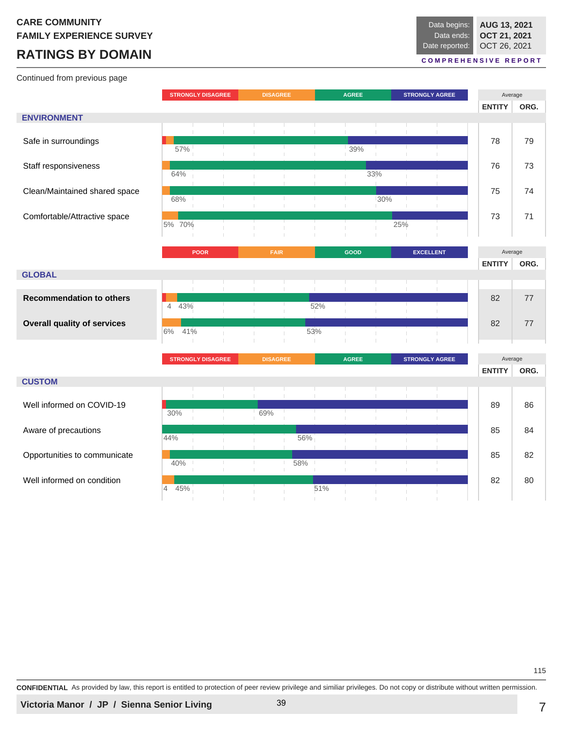CARE COMMUNITY
FAMILY EXPERIENCE SURVEY

# RATINGS BY DOMAIN

| Data begins: | AUG 13, 2021 |
|---|---|
| Data ends: | OCT 21, 2021 |
| Date reported: | OCT 26, 2021 |

COMPREHENSIVE REPORT

Continued from previous page

## ENVIRONMENT

| Item | Strongly Disagree | Disagree | Agree | Strongly Agree | Average ENTITY | Average ORG. |
|---|---|---|---|---|---|---|
| Safe in surroundings | | | 57% | 39% | 78 | 79 |
| Staff responsiveness | | | 64% | 33% | 76 | 73 |
| Clean/Maintained shared space | | | 68% | 30% | 75 | 74 |
| Comfortable/Attractive space | | 5% | 70% | 25% | 73 | 71 |

## GLOBAL

| Item | Poor | Fair | Good | Excellent | Average ENTITY | Average ORG. |
|---|---|---|---|---|---|---|
| **Recommendation to others** | | 4 | 43% | 52% | 82 | 77 |
| **Overall quality of services** | | 6% | 41% | 53% | 82 | 77 |

## CUSTOM

| Item | Strongly Disagree | Disagree | Agree | Strongly Agree | Average ENTITY | Average ORG. |
|---|---|---|---|---|---|---|
| Well informed on COVID-19 | | | 30% | 69% | 89 | 86 |
| Aware of precautions | | | 44% | 56% | 85 | 84 |
| Opportunities to communicate | | | 40% | 58% | 85 | 82 |
| Well informed on condition | | 4 | 45% | 51% | 82 | 80 |

**CONFIDENTIAL** As provided by law, this report is entitled to protection of peer review privilege and similiar privileges. Do not copy or distribute without written permission.

**Victoria Manor / JP / Sienna Senior Living**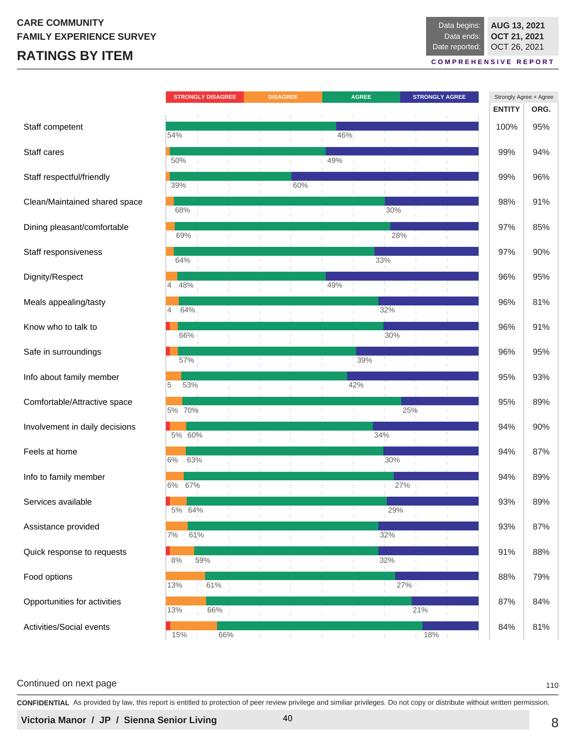CARE COMMUNITY
FAMILY EXPERIENCE SURVEY

# RATINGS BY ITEM

| | |
|---|---|
| Data begins: | AUG 13, 2021 |
| Data ends: | OCT 21, 2021 |
| Date reported: | OCT 26, 2021 |

COMPREHENSIVE REPORT

| Item | Strongly Disagree | Disagree | Agree | Strongly Agree | Strongly Agree + Agree: ENTITY | Strongly Agree + Agree: ORG. |
|---|---|---|---|---|---|---|
| Staff competent | | | 54% | 46% | 100% | 95% |
| Staff cares | | | 50% | 49% | 99% | 94% |
| Staff respectful/friendly | | | 39% | 60% | 99% | 96% |
| Clean/Maintained shared space | | | 68% | 30% | 98% | 91% |
| Dining pleasant/comfortable | | | 69% | 28% | 97% | 85% |
| Staff responsiveness | | | 64% | 33% | 97% | 90% |
| Dignity/Respect | | 4 | 48% | 49% | 96% | 95% |
| Meals appealing/tasty | | 4 | 64% | 32% | 96% | 81% |
| Know who to talk to | | | 66% | 30% | 96% | 91% |
| Safe in surroundings | | | 57% | 39% | 96% | 95% |
| Info about family member | | 5 | 53% | 42% | 95% | 93% |
| Comfortable/Attractive space | | 5% | 70% | 25% | 95% | 89% |
| Involvement in daily decisions | | 5% | 60% | 34% | 94% | 90% |
| Feels at home | | 6% | 63% | 30% | 94% | 87% |
| Info to family member | | 6% | 67% | 27% | 94% | 89% |
| Services available | | 5% | 64% | 29% | 93% | 89% |
| Assistance provided | | 7% | 61% | 32% | 93% | 87% |
| Quick response to requests | | 8% | 59% | 32% | 91% | 88% |
| Food options | | 13% | 61% | 27% | 88% | 79% |
| Opportunities for activities | | 13% | 66% | 21% | 87% | 84% |
| Activities/Social events | | 15% | 66% | 18% | 84% | 81% |

Continued on next page

110

**CONFIDENTIAL** As provided by law, this report is entitled to protection of peer review privilege and similiar privileges. Do not copy or distribute without written permission.

**Victoria Manor / JP / Sienna Senior Living**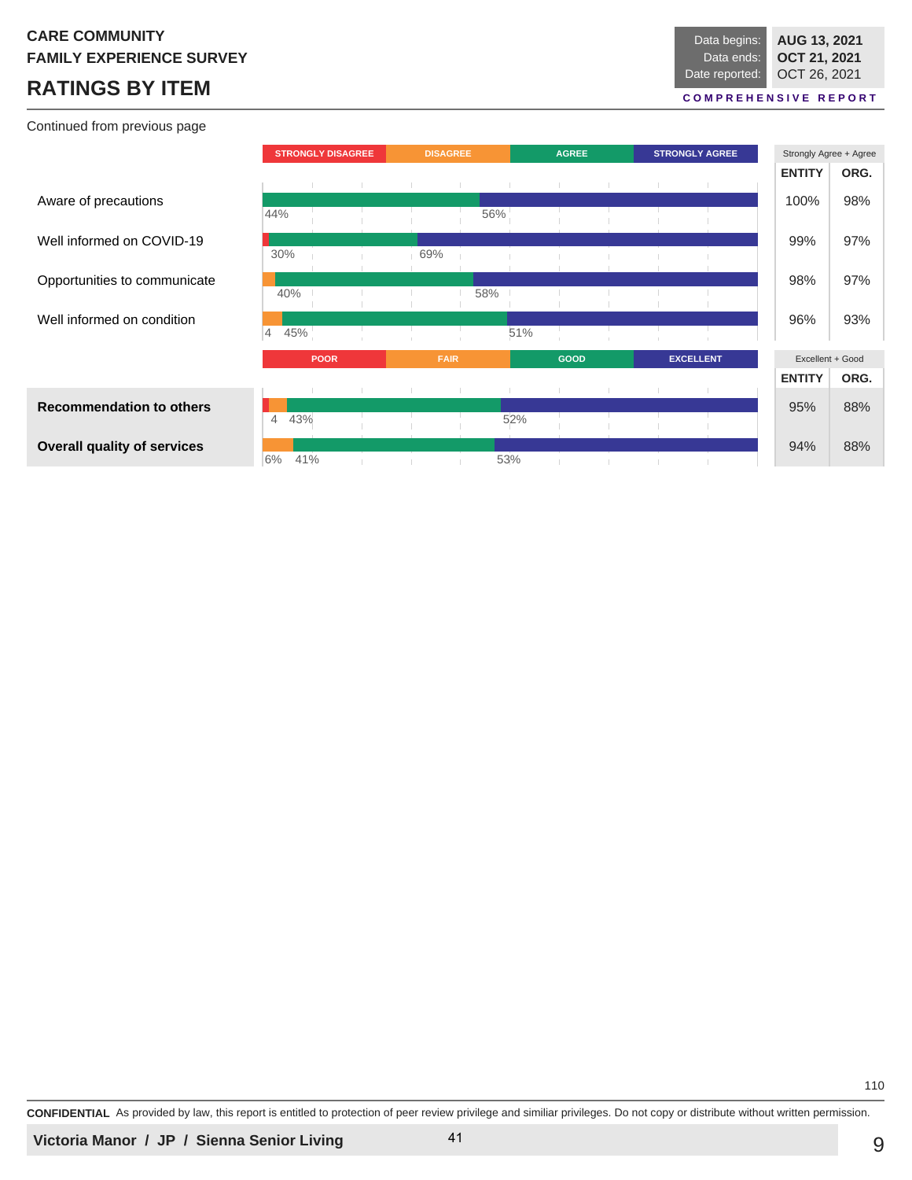CARE COMMUNITY
FAMILY EXPERIENCE SURVEY

# RATINGS BY ITEM

| Data begins: | AUG 13, 2021 |
|---|---|
| Data ends: | OCT 21, 2021 |
| Date reported: | OCT 26, 2021 |

**COMPREHENSIVE REPORT**

Continued from previous page

| Item | STRONGLY DISAGREE | DISAGREE | AGREE | STRONGLY AGREE | Strongly Agree + Agree ENTITY | Strongly Agree + Agree ORG. |
|---|---|---|---|---|---|---|
| Aware of precautions | | | 44% | 56% | 100% | 98% |
| Well informed on COVID-19 | | | 30% | 69% | 99% | 97% |
| Opportunities to communicate | | | 40% | 58% | 98% | 97% |
| Well informed on condition | | 4 | 45% | 51% | 96% | 93% |

| Item | POOR | FAIR | GOOD | EXCELLENT | Excellent + Good ENTITY | Excellent + Good ORG. |
|---|---|---|---|---|---|---|
| **Recommendation to others** | | 4 | 43% | 52% | 95% | 88% |
| **Overall quality of services** | | 6% | 41% | 53% | 94% | 88% |

**CONFIDENTIAL** As provided by law, this report is entitled to protection of peer review privilege and similiar privileges. Do not copy or distribute without written permission.

**Victoria Manor / JP / Sienna Senior Living**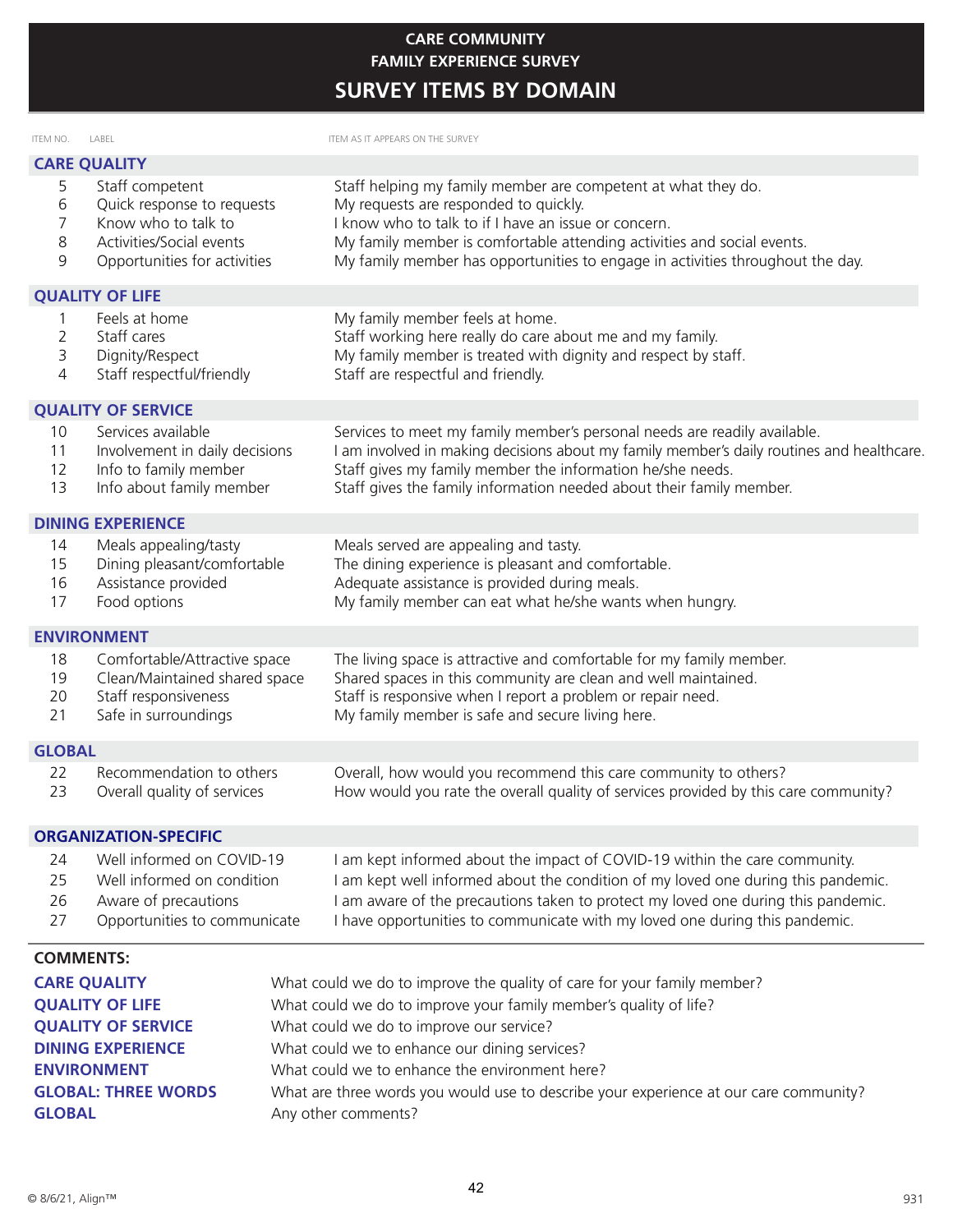# CARE COMMUNITY FAMILY EXPERIENCE SURVEY

## SURVEY ITEMS BY DOMAIN

| ITEM NO. | LABEL | ITEM AS IT APPEARS ON THE SURVEY |
|---|---|---|
| **CARE QUALITY** | | |
| 5 | Staff competent | Staff helping my family member are competent at what they do. |
| 6 | Quick response to requests | My requests are responded to quickly. |
| 7 | Know who to talk to | I know who to talk to if I have an issue or concern. |
| 8 | Activities/Social events | My family member is comfortable attending activities and social events. |
| 9 | Opportunities for activities | My family member has opportunities to engage in activities throughout the day. |
| **QUALITY OF LIFE** | | |
| 1 | Feels at home | My family member feels at home. |
| 2 | Staff cares | Staff working here really do care about me and my family. |
| 3 | Dignity/Respect | My family member is treated with dignity and respect by staff. |
| 4 | Staff respectful/friendly | Staff are respectful and friendly. |
| **QUALITY OF SERVICE** | | |
| 10 | Services available | Services to meet my family member's personal needs are readily available. |
| 11 | Involvement in daily decisions | I am involved in making decisions about my family member's daily routines and healthcare. |
| 12 | Info to family member | Staff gives my family member the information he/she needs. |
| 13 | Info about family member | Staff gives the family information needed about their family member. |
| **DINING EXPERIENCE** | | |
| 14 | Meals appealing/tasty | Meals served are appealing and tasty. |
| 15 | Dining pleasant/comfortable | The dining experience is pleasant and comfortable. |
| 16 | Assistance provided | Adequate assistance is provided during meals. |
| 17 | Food options | My family member can eat what he/she wants when hungry. |
| **ENVIRONMENT** | | |
| 18 | Comfortable/Attractive space | The living space is attractive and comfortable for my family member. |
| 19 | Clean/Maintained shared space | Shared spaces in this community are clean and well maintained. |
| 20 | Staff responsiveness | Staff is responsive when I report a problem or repair need. |
| 21 | Safe in surroundings | My family member is safe and secure living here. |
| **GLOBAL** | | |
| 22 | Recommendation to others | Overall, how would you recommend this care community to others? |
| 23 | Overall quality of services | How would you rate the overall quality of services provided by this care community? |
| **ORGANIZATION-SPECIFIC** | | |
| 24 | Well informed on COVID-19 | I am kept informed about the impact of COVID-19 within the care community. |
| 25 | Well informed on condition | I am kept well informed about the condition of my loved one during this pandemic. |
| 26 | Aware of precautions | I am aware of the precautions taken to protect my loved one during this pandemic. |
| 27 | Opportunities to communicate | I have opportunities to communicate with my loved one during this pandemic. |

**COMMENTS:**

| | |
|---|---|
| **CARE QUALITY** | What could we do to improve the quality of care for your family member? |
| **QUALITY OF LIFE** | What could we do to improve your family member's quality of life? |
| **QUALITY OF SERVICE** | What could we do to improve our service? |
| **DINING EXPERIENCE** | What could we to enhance our dining services? |
| **ENVIRONMENT** | What could we to enhance the environment here? |
| **GLOBAL: THREE WORDS** | What are three words you would use to describe your experience at our care community? |
| **GLOBAL** | Any other comments? |

© 8/6/21, Align™ 931